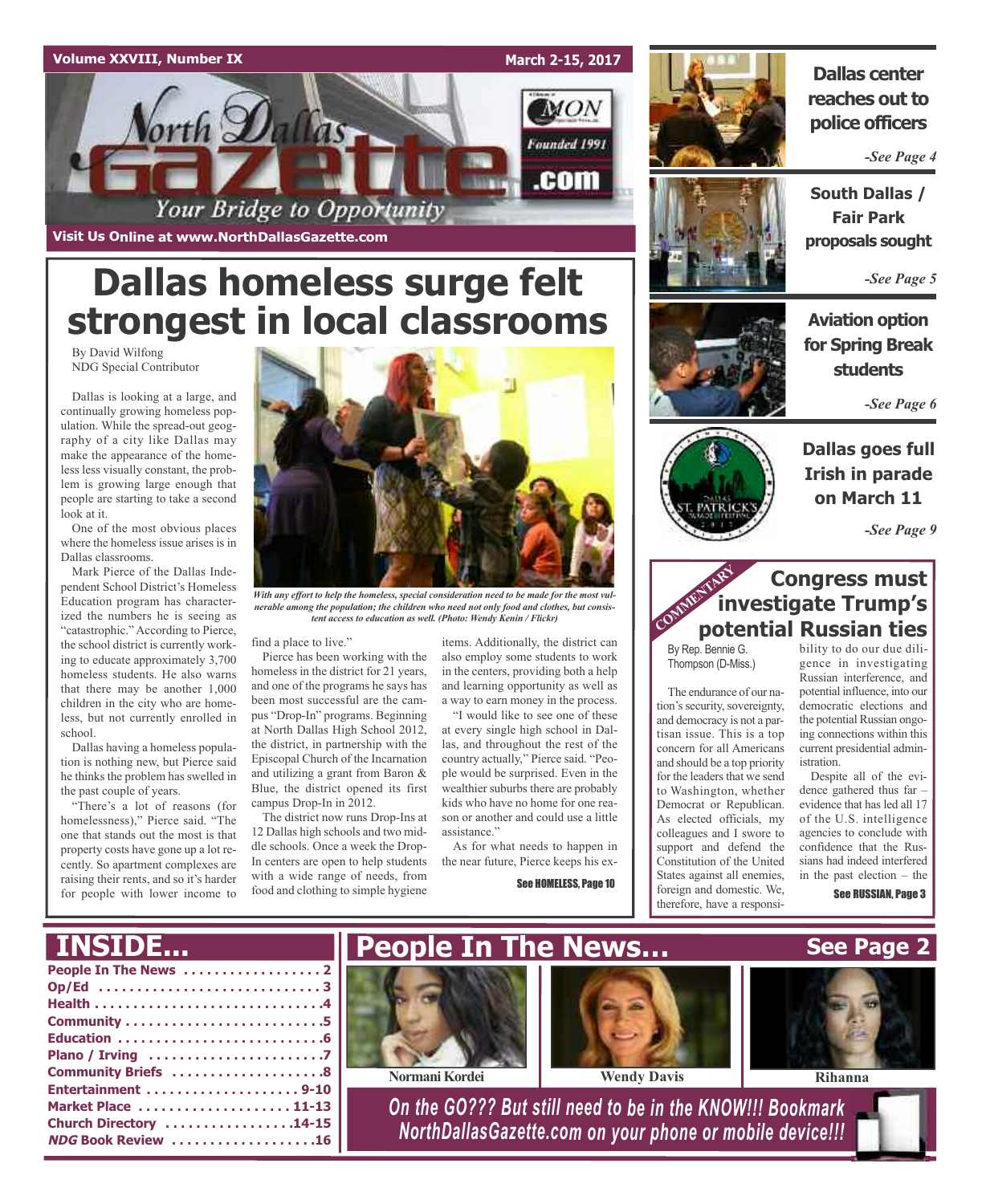Volume XXVIII, Number IX — March 2-15, 2017

# North Dallas Gazette

*Your Bridge to Opportunity*

Founded 1991 · .com

Visit Us Online at www.NorthDallasGazette.com

# Dallas homeless surge felt strongest in local classrooms

By David Wilfong
NDG Special Contributor

Dallas is looking at a large, and continually growing homeless population. While the spread-out geography of a city like Dallas may make the appearance of the homeless less visually constant, the problem is growing large enough that people are starting to take a second look at it.

One of the most obvious places where the homeless issue arises is in Dallas classrooms.

Mark Pierce of the Dallas Independent School District's Homeless Education program has characterized the numbers he is seeing as "catastrophic." According to Pierce, the school district is currently working to educate approximately 3,700 homeless students. He also warns that there may be another 1,000 children in the city who are homeless, but not currently enrolled in school.

Dallas having a homeless population is nothing new, but Pierce said he thinks the problem has swelled in the past couple of years.

"There's a lot of reasons (for homelessness)," Pierce said. "The one that stands out the most is that property costs have gone up a lot recently. So apartment complexes are raising their rents, and so it's harder for people with lower income to find a place to live."

*With any effort to help the homeless, special consideration need to be made for the most vulnerable among the population; the children who need not only food and clothes, but consistent access to education as well. (Photo: Wendy Kenin / Flickr)*

Pierce has been working with the homeless in the district for 21 years, and one of the programs he says has been most successful are the campus "Drop-In" programs. Beginning at North Dallas High School 2012, the district, in partnership with the Episcopal Church of the Incarnation and utilizing a grant from Baron & Blue, the district opened its first campus Drop-In in 2012.

The district now runs Drop-Ins at 12 Dallas high schools and two middle schools. Once a week the Drop-In centers are open to help students with a wide range of needs, from food and clothing to simple hygiene items. Additionally, the district can also employ some students to work in the centers, providing both a help and learning opportunity as well as a way to earn money in the process.

"I would like to see one of these at every single high school in Dallas, and throughout the rest of the country actually," Pierce said. "People would be surprised. Even in the wealthier suburbs there are probably kids who have no home for one reason or another and could use a little assistance."

As for what needs to happen in the near future, Pierce keeps his ex-

See HOMELESS, Page 10

## Dallas center reaches out to police officers

*-See Page 4*

## South Dallas / Fair Park proposals sought

*-See Page 5*

## Aviation option for Spring Break students

*-See Page 6*

## Dallas goes full Irish in parade on March 11

*-See Page 9*

COMMENTARY

## Congress must investigate Trump's potential Russian ties

By Rep. Bennie G. Thompson (D-Miss.)

The endurance of our nation's security, sovereignty, and democracy is not a partisan issue. This is a top concern for all Americans and should be a top priority for the leaders that we send to Washington, whether Democrat or Republican. As elected officials, my colleagues and I swore to support and defend the Constitution of the United States against all enemies, foreign and domestic. We, therefore, have a responsibility to do our due diligence in investigating Russian interference, and potential influence, into our democratic elections and the potential Russian ongoing connections within this current presidential administration.

Despite all of the evidence gathered thus far – evidence that has led all 17 of the U.S. intelligence agencies to conclude with confidence that the Russians had indeed interfered in the past election – the

See RUSSIAN, Page 3

## INSIDE...

- People In The News . . . . . . . . 2
- Op/Ed . . . . . . . . 3
- Health . . . . . . . . 4
- Community . . . . . . . . 5
- Education . . . . . . . . 6
- Plano / Irving . . . . . . . . 7
- Community Briefs . . . . . . . . 8
- Entertainment . . . . . . . . 9-10
- Market Place . . . . . . . . 11-13
- Church Directory . . . . . . . . 14-15
- *NDG* Book Review . . . . . . . . 16

## People In The News... See Page 2

Normani Kordei · Wendy Davis · Rihanna

*On the GO??? But still need to be in the KNOW!!! Bookmark NorthDallasGazette.com on your phone or mobile device!!!*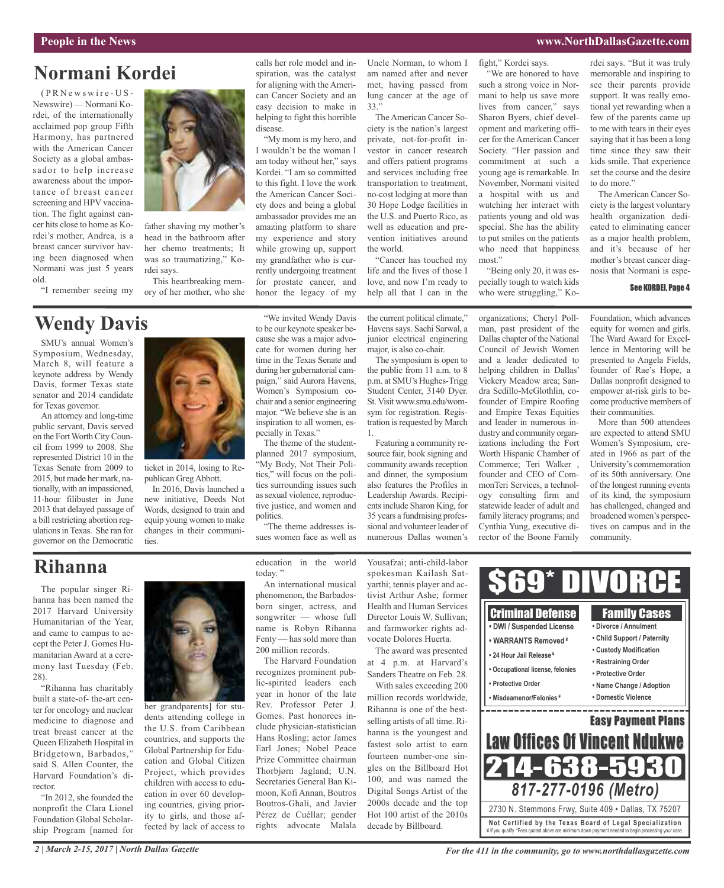## People in the News

# Normani Kordei

(PRNewswire-USNewswire) — Normani Kordei, of the internationally acclaimed pop group Fifth Harmony, has partnered with the American Cancer Society as a global ambassador to help increase awareness about the importance of breast cancer screening and HPV vaccination. The fight against cancer hits close to home as Kordei's mother, Andrea, is a breast cancer survivor having been diagnosed when Normani was just 5 years old.

"I remember seeing my father shaving my mother's head in the bathroom after her chemo treatments; It was so traumatizing," Kordei says.

This heartbreaking memory of her mother, who she calls her role model and inspiration, was the catalyst for aligning with the American Cancer Society and an easy decision to make in helping to fight this horrible disease.

"My mom is my hero, and I wouldn't be the woman I am today without her," says Kordei. "I am so committed to this fight. I love the work the American Cancer Society does and being a global ambassador provides me an amazing platform to share my experience and story while growing up, support my grandfather who is currently undergoing treatment for prostate cancer, and honor the legacy of my Uncle Norman, to whom I am named after and never met, having passed from lung cancer at the age of 33."

The American Cancer Society is the nation's largest private, not-for-profit investor in cancer research and offers patient programs and services including free transportation to treatment, no-cost lodging at more than 30 Hope Lodge facilities in the U.S. and Puerto Rico, as well as education and prevention initiatives around the world.

"Cancer has touched my life and the lives of those I love, and now I'm ready to help all that I can in the fight," Kordei says.

"We are honored to have such a strong voice in Normani to help us save more lives from cancer," says Sharon Byers, chief development and marketing officer for the American Cancer Society. "Her passion and commitment at such a young age is remarkable. In November, Normani visited a hospital with us and watching her interact with patients young and old was special. She has the ability to put smiles on the patients who need that happiness most."

"Being only 20, it was especially tough to watch kids who were struggling," Kordei says. "But it was truly memorable and inspiring to see their parents provide support. It was really emotional yet rewarding when a few of the parents came up to me with tears in their eyes saying that it has been a long time since they saw their kids smile. That experience set the course and the desire to do more."

The American Cancer Society is the largest voluntary health organization dedicated to eliminating cancer as a major health problem, and it's because of her mother's breast cancer diagnosis that Normani is espe-

See KORDEI, Page 4

# Wendy Davis

SMU's annual Women's Symposium, Wednesday, March 8, will feature a keynote address by Wendy Davis, former Texas state senator and 2014 candidate for Texas governor.

An attorney and long-time public servant, Davis served on the Fort Worth City Council from 1999 to 2008. She represented District 10 in the Texas Senate from 2009 to 2015, but made her mark, nationally, with an impassioned, 11-hour filibuster in June 2013 that delayed passage of a bill restricting abortion regulations in Texas. She ran for governor on the Democratic ticket in 2014, losing to Republican Greg Abbott.

In 2016, Davis launched a new initiative, Deeds Not Words, designed to train and equip young women to make changes in their communities.

"We invited Wendy Davis to be our keynote speaker because she was a major advocate for women during her time in the Texas Senate and during her gubernatorial campaign," said Aurora Havens, Women's Symposium co-chair and a senior engineering major. "We believe she is an inspiration to all women, especially in Texas."

The theme of the student-planned 2017 symposium, "My Body, Not Their Politics," will focus on the politics surrounding issues such as sexual violence, reproductive justice, and women and politics.

"The theme addresses issues women face as well as the current political climate," Havens says. Sachi Sarwal, a junior electrical enginering major, is also co-chair.

The symposium is open to the public from 11 a.m. to 8 p.m. at SMU's Hughes-Trigg Student Center, 3140 Dyer. St. Visit www.smu.edu/womsym for registration. Registration is requested by March 1.

Featuring a community resource fair, book signing and community awards reception and dinner, the symposium also features the Profiles in Leadership Awards. Recipients include Sharon King, for 35 years a fundraising professional and volunteer leader of numerous Dallas women's organizations; Cheryl Pollman, past president of the Dallas chapter of the National Council of Jewish Women and a leader dedicated to helping children in Dallas' Vickery Meadow area; Sandra Sedillo-McGlothlin, cofounder of Empire Roofing and Empire Texas Equities and leader in numerous industry and community organizations including the Fort Worth Hispanic Chamber of Commerce; Teri Walker , founder and CEO of ComnonTeri Services, a technology consulting firm and statewide leader of adult and family literacy programs; and Cynthia Yung, executive director of the Boone Family Foundation, which advances equity for women and girls. The Ward Award for Excellence in Mentoring will be presented to Angela Fields, founder of Rae's Hope, a Dallas nonprofit designed to empower at-risk girls to become productive members of their communities.

More than 500 attendees are expected to attend SMU Women's Symposium, created in 1966 as part of the University's commemoration of its 50th anniversary. One of the longest running events of its kind, the symposium has challenged, changed and broadened women's perspectives on campus and in the community.

# Rihanna

The popular singer Rihanna has been named the 2017 Harvard University Humanitarian of the Year, and came to campus to accept the Peter J. Gomes Humanitarian Award at a ceremony last Tuesday (Feb. 28).

"Rihanna has charitably built a state-of- the-art center for oncology and nuclear medicine to diagnose and treat breast cancer at the Queen Elizabeth Hospital in Bridgetown, Barbados," said S. Allen Counter, the Harvard Foundation's director.

"In 2012, she founded the nonprofit the Clara Lionel Foundation Global Scholarship Program [named for her grandparents] for students attending college in the U.S. from Caribbean countries, and supports the Global Partnership for Education and Global Citizen Project, which provides children with access to education in over 60 developing countries, giving priority to girls, and those affected by lack of access to education in the world today. "

An international musical phenomenon, the Barbados-born singer, actress, and songwriter — whose full name is Robyn Rihanna Fenty — has sold more than 200 million records.

The Harvard Foundation recognizes prominent public-spirited leaders each year in honor of the late Rev. Professor Peter J. Gomes. Past honorees include physician-statistician Hans Rosling; actor James Earl Jones; Nobel Peace Prize Committee chairman Thorbjørn Jagland; U.N. Secretaries General Ban Ki-moon, Kofi Annan, Boutros Boutros-Ghali, and Javier Pérez de Cuéllar; gender rights advocate Malala Yousafzai; anti-child-labor spokesman Kailash Satyarthi; tennis player and activist Arthur Ashe; former Health and Human Services Director Louis W. Sullivan; and farmworker rights advocate Dolores Huerta.

The award was presented at 4 p.m. at Harvard's Sanders Theatre on Feb. 28.

With sales exceeding 200 million records worldwide, Rihanna is one of the best-selling artists of all time. Rihanna is the youngest and fastest solo artist to earn fourteen number-one singles on the Billboard Hot 100, and was named the Digital Songs Artist of the 2000s decade and the top Hot 100 artist of the 2010s decade by Billboard.

---

**$69* DIVORCE**

**Criminal Defense**
- DWI / Suspended License
- WARRANTS Removed ¥
- 24 Hour Jail Release ¥
- Occupational license, felonies
- Protective Order
- Misdeamenor/Felonies ¥

**Family Cases**
- Divorce / Annulment
- Child Support / Paternity
- Custody Modification
- Restraining Order
- Protective Order
- Name Change / Adoption
- Domestic Violence

**Easy Payment Plans**

**Law Offices Of Vincent Ndukwe**

**214-638-5930**

*817-277-0196 (Metro)*

2730 N. Stemmons Frwy, Suite 409 • Dallas, TX 75207

Not Certified by the Texas Board of Legal Specialization

¥ If you qualify. *Fees quoted above are minimum down payment needed to begin processing your case.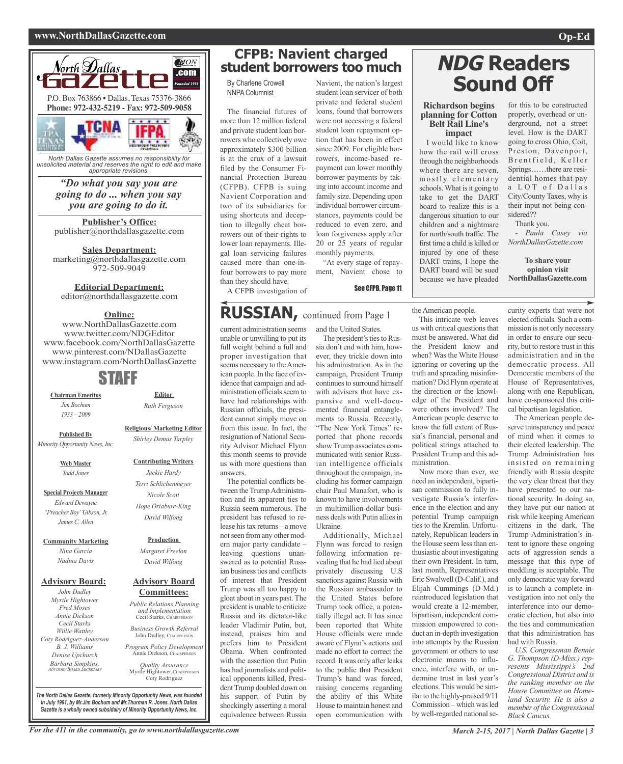# North Dallas Gazette

P.O. Box 763866 • Dallas, Texas 75376-3866
**Phone: 972-432-5219 - Fax: 972-509-9058**

*North Dallas Gazette assumes no responsibility for unsolicited material and reserves the right to edit and make appropriate revisions.*

***"Do what you say you are going to do ... when you say you are going to do it.***

**Publisher's Office:**
publisher@northdallasgazette.com

**Sales Department:**
marketing@northdallasgazette.com
972-509-9049

**Editorial Department:**
editor@northdallasgazette.com

**Online:**
www.NorthDallasGazette.com
www.twitter.com/NDGEditor
www.facebook.com/NorthDallasGazette
www.pinterest.com/NDallasGazette
www.instagram.com/NorthDallasGazette

## STAFF

**Chairman Emeritus**
*Jim Bochum*
*1933 – 2009*

**Published By**
*Minority Opportunity News, Inc.*

**Web Master**
*Todd Jones*

**Special Projects Manager**
*Edward Dewayne "Preacher Boy" Gibson, Jr.*
*James C. Allen*

**Community Marketing**
*Nina Garcia*
*Nadina Davis*

**Advisory Board:**
*John Dudley*
*Myrtle Hightower*
*Fred Moses*
*Annie Dickson*
*Cecil Starks*
*Willie Wattley*
*Coty Rodriguez-Anderson*
*B. J. Williams*
*Denise Upchurch*
*Barbara Simpkins,* ADVISORY BOARD SECRETARY

**Editor**
*Ruth Ferguson*

**Religious/ Marketing Editor**
*Shirley Demus Tarpley*

**Contributing Writers**
*Jackie Hardy*
*Terri Schlichenmeyer*
*Nicole Scott*
*Hope Oriabure-King*
*David Wilfong*

**Production**
*Margaret Freelon*
*David Wilfong*

**Advisory Board Committees:**

*Public Relations Planning and Implementation*
Cecil Starks, CHAIRPERSON

*Business Growth Referral*
John Dudley, CHAIRPERSON

*Program Policy Development*
Annie Dickson, CHAIRPERSON

*Quality Assurance*
Myrtle Hightower, CHAIRPERSON
Coty Rodriguez

***The North Dallas Gazette, formerly Minority Opportunity News, was founded in July 1991, by Mr.Jim Bochum and Mr.Thurman R. Jones. North Dallas Gazette is a wholly owned subsidairy of Minority Opportunity News, Inc.***

# CFPB: Navient charged student borrowers too much

By Charlene Crowell
NNPA Columnist

The financial futures of more than 12 million federal and private student loan borrowers who collectively owe approximately $300 billion is at the crux of a lawsuit filed by the Consumer Financial Protection Bureau (CFPB). CFPB is suing Navient Corporation and two of its subsidiaries for using shortcuts and deception to illegally cheat borrowers out of their rights to lower loan repayments. Illegal loan servicing failures caused more than one-in-four borrowers to pay more than they should have.

A CFPB investigation of Navient, the nation's largest student loan servicer of both private and federal student loans, found that borrowers were not accessing a federal student loan repayment option that has been in effect since 2009. For eligible borrowers, income-based repayment can lower monthly borrower payments by taking into account income and family size. Depending upon individual borrower circumstances, payments could be reduced to even zero, and loan forgiveness apply after 20 or 25 years of regular monthly payments.

"At every stage of repayment, Navient chose to

**See CFPB, Page 11**

# *NDG* Readers Sound Off

### Richardson begins planning for Cotton Belt Rail Line's impact

I would like to know how the rail will cross through the neighborhoods where there are seven, mostly elementary schools. What is it going to take to get the DART board to realize this is a dangerous situation to our children and a nightmare for north/south traffic. The first time a child is killed or injured by one of these DART trains, I hope the DART board will be sued because we have pleaded for this to be constructed properly, overhead or underground, not a street level. How is the DART going to cross Ohio, Coit, Preston, Davenport, Brentfield, Keller Springs……there are residential homes that pay a LOT of Dallas City/County Taxes, why is their input not being considered??

Thank you.

*- Paula Casey via NorthDallasGazette.com*

**To share your opinion visit NorthDallasGazette.com**

# RUSSIAN, continued from Page 1

current administration seems unable or unwilling to put its full weight behind a full and proper investigation that seems necessary to the American people. In the face of evidence that campaign and administration officials seem to have had relationships with Russian officials, the president cannot simply move on from this issue. In fact, the resignation of National Security Advisor Michael Flynn this month seems to provide us with more questions than answers.

The potential conflicts between the Trump Administration and its apparent ties to Russia seem numerous. The president has refused to release his tax returns – a move not seen from any other modern major party candidate – leaving questions unanswered as to potential Russian business ties and conflicts of interest that President Trump was all too happy to gloat about in years past. The president is unable to criticize Russia and its dictator-like leader Vladimir Putin, but, instead, praises him and prefers him to President Obama. When confronted with the assertion that Putin has had journalists and political opponents killed, President Trump doubled down on his support of Putin by shockingly asserting a moral equivalence between Russia and the United States.

The president's ties to Russia don't end with him, however, they trickle down into his administration. As in the campaign, President Trump continues to surround himself with advisers that have expansive and well-documented financial entanglements with Russia. Recently, "The New York Times" reported that phone records show Trump associates communicated with senior Russian intelligence officials throughout the campaign, including his former campaign chair Paul Manafort, who is known to have involvements in multimillion-dollar business deals with Putin allies in Ukraine.

Additionally, Michael Flynn was forced to resign following information revealing that he had lied about privately discussing U.S sanctions against Russia with the Russian ambassador to the United States before Trump took office, a potentially illegal act. It has since been reported that White House officials were made aware of Flynn's actions and made no effort to correct the record. It was only after leaks to the public that President Trump's hand was forced, raising concerns regarding the ability of this White House to maintain honest and open communication with the American people.

This intricate web leaves us with critical questions that must be answered. What did the President know and when? Was the White House ignoring or covering up the truth and spreading misinformation? Did Flynn operate at the direction or the knowledge of the President and were others involved? The American people deserve to know the full extent of Russia's financial, personal and political strings attached to President Trump and this administration.

Now more than ever, we need an independent, bipartisan commission to fully investigate Russia's interference in the election and any potential Trump campaign ties to the Kremlin. Unfortunately, Republican leaders in the House seem less than enthusiastic about investigating their own President. In turn, last month, Representatives Eric Swalwell (D-Calif.), and Elijah Cummings (D-Md.) reintroduced legislation that would create a 12-member, bipartisan, independent commission empowered to conduct an in-depth investigation into attempts by the Russian government or others to use electronic means to influence, interfere with, or undermine trust in last year's elections. This would be similar to the highly-praised 9/11 Commission – which was led by well-regarded national security experts that were not elected officials. Such a commission is not only necessary in order to ensure our security, but to restore trust in this administration and in the democratic process. All Democratic members of the House of Representatives, along with one Republican, have co-sponsored this critical bipartisan legislation.

The American people deserve transparency and peace of mind when it comes to their elected leadership. The Trump Administration has insisted on remaining friendly with Russia despite the very clear threat that they have presented to our national security. In doing so, they have put our nation at risk while keeping American citizens in the dark. The Trump Administration's intent to ignore these ongoing acts of aggression sends a message that this type of meddling is acceptable. The only democratic way forward is to launch a complete investigation into not only the interference into our democratic election, but also into the ties and communication that this administration has had with Russia.

*U.S. Congressman Bennie G. Thompson (D-Miss.) represents Mississippi's 2nd Congressional District and is the ranking member on the House Committee on Homeland Security. He is also a member of the Congressional Black Caucus.*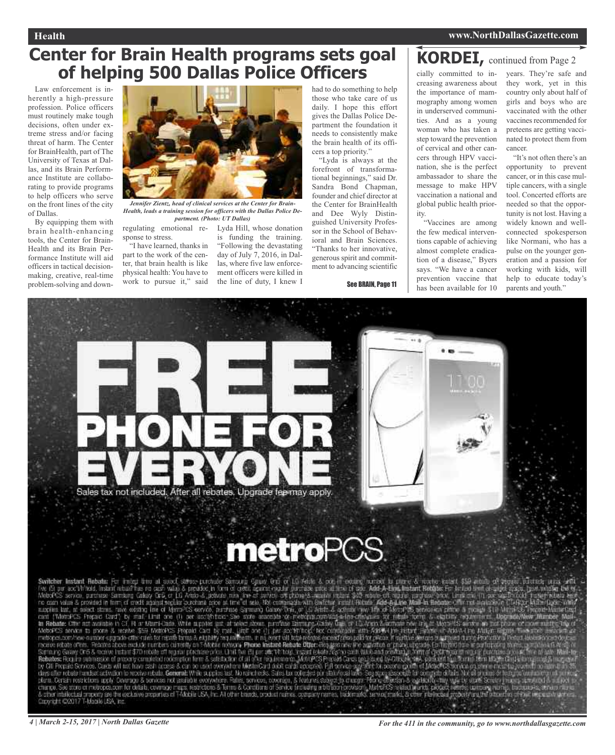# Center for Brain Health programs sets goal of helping 500 Dallas Police Officers

Law enforcement is inherently a high-pressure profession. Police officers must routinely make tough decisions, often under extreme stress and/or facing threat of harm. The Center for BrainHealth, part of The University of Texas at Dallas, and its Brain Performance Institute are collaborating to provide programs to help officers who serve on the front lines of the city of Dallas.

By equipping them with brain health-enhancing tools, the Center for BrainHealth and its Brain Performance Institute will aid officers in tactical decision-making, creative, real-time problem-solving and down-regulating emotional response to stress.

*Jennifer Zientz, head of clinical services at the Center for Brain-Health, leads a training session for officers with the Dallas Police Department. (Photo: UT Dallas)*

"I have learned, thanks in part to the work of the center, that brain health is like physical health: You have to work to pursue it," said Lyda Hill, whose donation is funding the training. "Following the devastating day of July 7, 2016, in Dallas, where five law enforcement officers were killed in the line of duty, I knew I had to do something to help those who take care of us daily. I hope this effort gives the Dallas Police Department the foundation it needs to consistently make the brain health of its officers a top priority."

"Lyda is always at the forefront of transformational beginnings," said Dr. Sandra Bond Chapman, founder and chief director at the Center for BrainHealth and Dee Wyly Distinguished University Professor in the School of Behavioral and Brain Sciences. "Thanks to her innovative, generous spirit and commitment to advancing scientific

See BRAIN, Page 11

## KORDEI, continued from Page 2

cially committed to increasing awareness about the importance of mammography among women in underserved communities. And as a young woman who has taken a step toward the prevention of cervical and other cancers through HPV vaccination, she is the perfect ambassador to share the message to make HPV vaccination a national and global public health priority.

"Vaccines are among the few medical interventions capable of achieving almost complete eradication of a disease," Byers says. "We have a cancer prevention vaccine that has been available for 10 years. They're safe and they work, yet in this country only about half of girls and boys who are vaccinated with the other vaccines recommended for preteens are getting vaccinated to protect them from cancer.

"It's not often there's an opportunity to prevent cancer, or in this case multiple cancers, with a single tool. Concerted efforts are needed so that the opportunity is not lost. Having a widely known and well-connected spokesperson like Normani, who has a pulse on the younger generation and a passion for working with kids, will help to educate today's parents and youth."

FREE PHONE FOR EVERYONE

Sales tax not included. After all rebates. Upgrade fee may apply.

metroPCS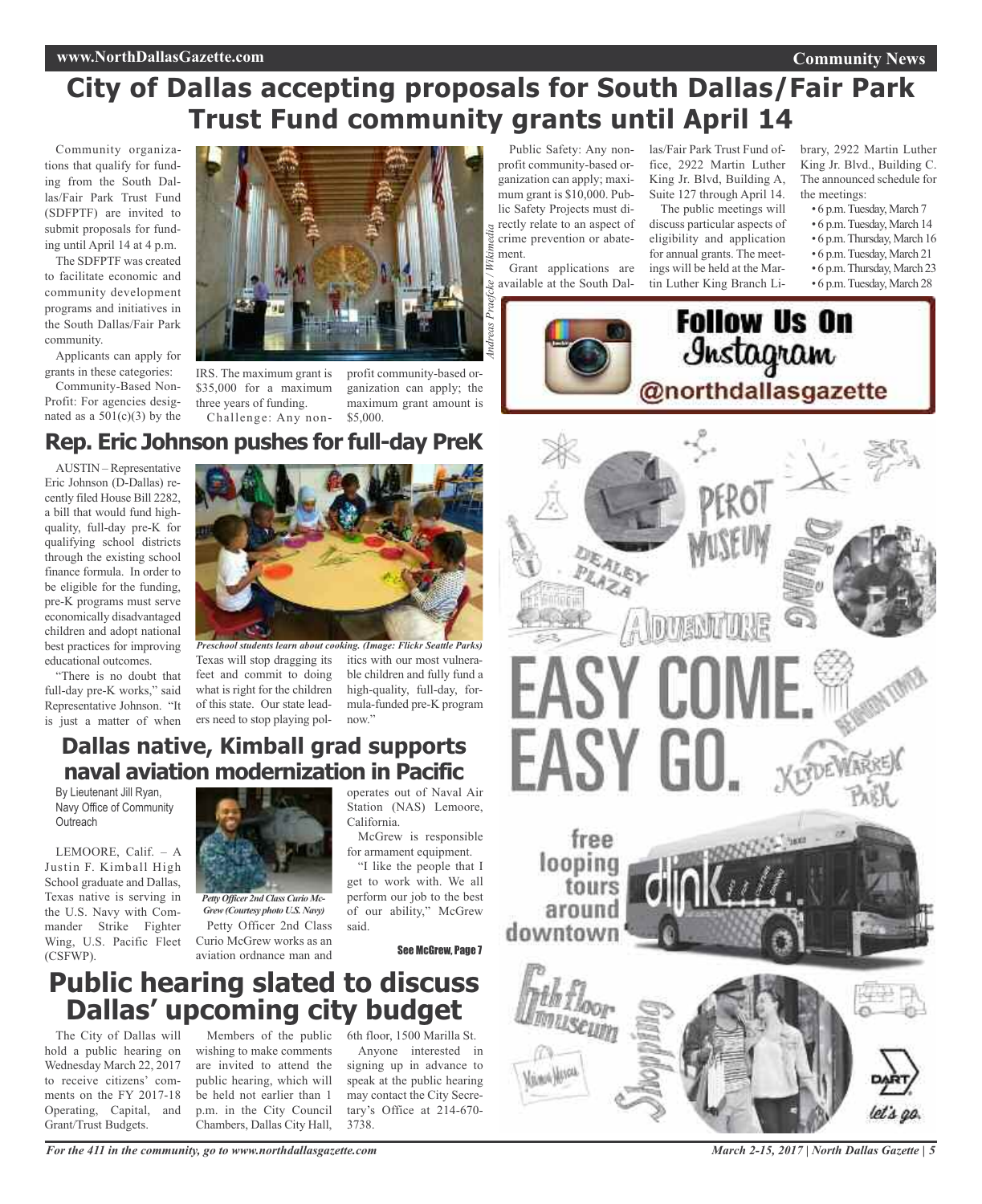# City of Dallas accepting proposals for South Dallas/Fair Park Trust Fund community grants until April 14

Community organizations that qualify for funding from the South Dallas/Fair Park Trust Fund (SDFPTF) are invited to submit proposals for funding until April 14 at 4 p.m.

The SDFPTF was created to facilitate economic and community development programs and initiatives in the South Dallas/Fair Park community.

Applicants can apply for grants in these categories:

Community-Based Non-Profit: For agencies designated as a 501(c)(3) by the IRS. The maximum grant is $35,000 for a maximum three years of funding.

Challenge: Any non-profit community-based organization can apply; the maximum grant amount is $5,000.

*Andreas Praefcke / Wikimedia*

Public Safety: Any non-profit community-based organization can apply; maximum grant is $10,000. Public Safety Projects must directly relate to an aspect of crime prevention or abatement.

Grant applications are available at the South Dallas/Fair Park Trust Fund office, 2922 Martin Luther King Jr. Blvd, Building A, Suite 127 through April 14.

The public meetings will discuss particular aspects of eligibility and application for annual grants. The meetings will be held at the Martin Luther King Branch Library, 2922 Martin Luther King Jr. Blvd., Building C. The announced schedule for the meetings:

- 6 p.m. Tuesday, March 7
- 6 p.m. Tuesday, March 14
- 6 p.m. Thursday, March 16
- 6 p.m. Tuesday, March 21
- 6 p.m. Thursday, March 23
- 6 p.m. Tuesday, March 28

## Rep. Eric Johnson pushes for full-day PreK

AUSTIN – Representative Eric Johnson (D-Dallas) recently filed House Bill 2282, a bill that would fund high-quality, full-day pre-K for qualifying school districts through the existing school finance formula. In order to be eligible for the funding, pre-K programs must serve economically disadvantaged children and adopt national best practices for improving educational outcomes.

"There is no doubt that full-day pre-K works," said Representative Johnson. "It is just a matter of when Texas will stop dragging its feet and commit to doing what is right for the children of this state. Our state leaders need to stop playing politics with our most vulnerable children and fully fund a high-quality, full-day, formula-funded pre-K program now."

*Preschool students learn about cooking. (Image: Flickr Seattle Parks)*

## Dallas native, Kimball grad supports naval aviation modernization in Pacific

By Lieutenant Jill Ryan, Navy Office of Community Outreach

LEMOORE, Calif. – A Justin F. Kimball High School graduate and Dallas, Texas native is serving in the U.S. Navy with Commander Strike Fighter Wing, U.S. Pacific Fleet (CSFWP).

*Petty Officer 2nd Class Curio McGrew (Courtesy photo U.S. Navy)*

Petty Officer 2nd Class Curio McGrew works as an aviation ordnance man and operates out of Naval Air Station (NAS) Lemoore, California.

McGrew is responsible for armament equipment.

"I like the people that I get to work with. We all perform our job to the best of our ability," McGrew said.

See McGrew, Page 7

## Public hearing slated to discuss Dallas' upcoming city budget

The City of Dallas will hold a public hearing on Wednesday March 22, 2017 to receive citizens' comments on the FY 2017-18 Operating, Capital, and Grant/Trust Budgets.

Members of the public wishing to make comments are invited to attend the public hearing, which will be held not earlier than 1 p.m. in the City Council Chambers, Dallas City Hall, 6th floor, 1500 Marilla St.

Anyone interested in signing up in advance to speak at the public hearing may contact the City Secretary's Office at 214-670-3738.

**Follow Us On Instagram @northdallasgazette**

EASY COME. EASY GO.

free looping tours around downtown

Perot Museum · Dealey Plaza · Adventure · Dining · Reunion Tower · Klyde Warren Park · 6th floor museum · Shopping

DART let's go.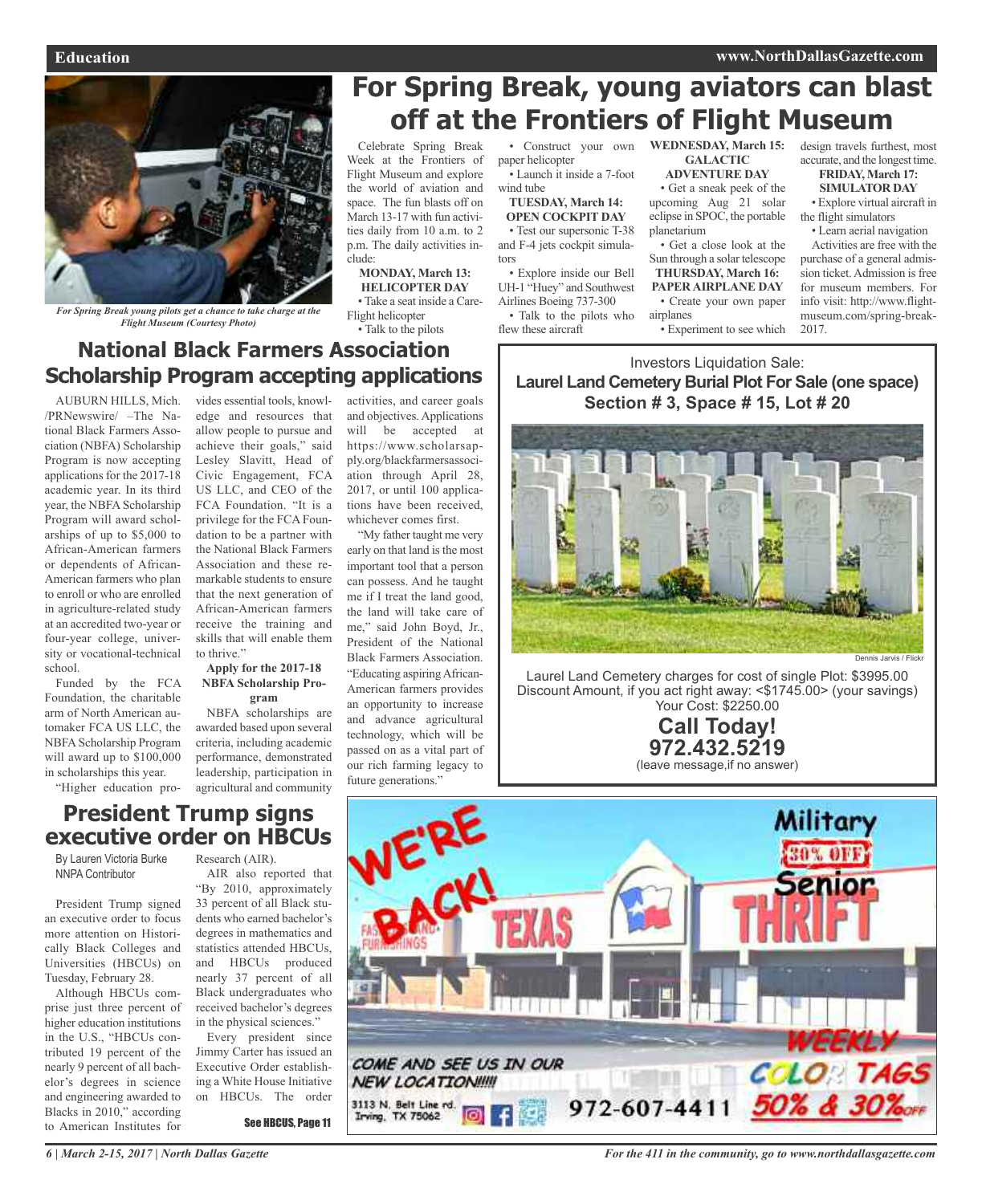# For Spring Break, young aviators can blast off at the Frontiers of Flight Museum

*For Spring Break young pilots get a chance to take charge at the Flight Museum (Courtesy Photo)*

Celebrate Spring Break Week at the Frontiers of Flight Museum and explore the world of aviation and space. The fun blasts off on March 13-17 with fun activities daily from 10 a.m. to 2 p.m. The daily activities include:

**MONDAY, March 13: HELICOPTER DAY**

- Take a seat inside a Care-Flight helicopter
- Talk to the pilots
- Construct your own paper helicopter
- Launch it inside a 7-foot wind tube

**TUESDAY, March 14: OPEN COCKPIT DAY**

- Test our supersonic T-38 and F-4 jets cockpit simulators
- Explore inside our Bell UH-1 "Huey" and Southwest Airlines Boeing 737-300
- Talk to the pilots who flew these aircraft

**WEDNESDAY, March 15: GALACTIC ADVENTURE DAY**

- Get a sneak peek of the upcoming Aug 21 solar eclipse in SPOC, the portable planetarium
- Get a close look at the Sun through a solar telescope

**THURSDAY, March 16: PAPER AIRPLANE DAY**

- Create your own paper airplanes
- Experiment to see which design travels furthest, most accurate, and the longest time.

**FRIDAY, March 17: SIMULATOR DAY**

- Explore virtual aircraft in the flight simulators
- Learn aerial navigation

Activities are free with the purchase of a general admission ticket. Admission is free for museum members. For info visit: http://www.flightmuseum.com/spring-break-2017.

## National Black Farmers Association Scholarship Program accepting applications

AUBURN HILLS, Mich. /PRNewswire/ –The National Black Farmers Association (NBFA) Scholarship Program is now accepting applications for the 2017-18 academic year. In its third year, the NBFA Scholarship Program will award scholarships of up to $5,000 to African-American farmers or dependents of African-American farmers who plan to enroll or who are enrolled in agriculture-related study at an accredited two-year or four-year college, university or vocational-technical school.

Funded by the FCA Foundation, the charitable arm of North American automaker FCA US LLC, the NBFA Scholarship Program will award up to $100,000 in scholarships this year.

"Higher education provides essential tools, knowledge and resources that allow people to pursue and achieve their goals," said Lesley Slavitt, Head of Civic Engagement, FCA US LLC, and CEO of the FCA Foundation. "It is a privilege for the FCA Foundation to be a partner with the National Black Farmers Association and these remarkable students to ensure that the next generation of African-American farmers receive the training and skills that will enable them to thrive."

**Apply for the 2017-18 NBFA Scholarship Program**

NBFA scholarships are awarded based upon several criteria, including academic performance, demonstrated leadership, participation in agricultural and community activities, and career goals and objectives. Applications will be accepted at https://www.scholarsapply.org/blackfarmersassociation through April 28, 2017, or until 100 applications have been received, whichever comes first.

"My father taught me very early on that land is the most important tool that a person can possess. And he taught me if I treat the land good, the land will take care of me," said John Boyd, Jr., President of the National Black Farmers Association. "Educating aspiring African-American farmers provides an opportunity to increase and advance agricultural technology, which will be passed on as a vital part of our rich farming legacy to future generations."

Investors Liquidation Sale:

**Laurel Land Cemetery Burial Plot For Sale (one space)**
**Section # 3, Space # 15, Lot # 20**

Dennis Jarvis / Flickr

Laurel Land Cemetery charges for cost of single Plot: $3995.00
Discount Amount, if you act right away: <$1745.00> (your savings)
Your Cost: $2250.00

**Call Today!**
**972.432.5219**
(leave message,if no answer)

## President Trump signs executive order on HBCUs

By Lauren Victoria Burke
NNPA Contributor

President Trump signed an executive order to focus more attention on Historically Black Colleges and Universities (HBCUs) on Tuesday, February 28.

Although HBCUs comprise just three percent of higher education institutions in the U.S., "HBCUs contributed 19 percent of the nearly 9 percent of all bachelor's degrees in science and engineering awarded to Blacks in 2010," according to American Institutes for Research (AIR).

AIR also reported that "By 2010, approximately 33 percent of all Black students who earned bachelor's degrees in mathematics and statistics attended HBCUs, and HBCUs produced nearly 37 percent of all Black undergraduates who received bachelor's degrees in the physical sciences."

Every president since Jimmy Carter has issued an Executive Order establishing a White House Initiative on HBCUs. The order

See HBCUS, Page 11

WE'RE BACK! TEXAS THRIFT
Military 30% OFF Senior
WEEKLY COLOR TAGS 50% & 30% OFF
COME AND SEE US IN OUR NEW LOCATION!!!!!
3113 N. Belt Line rd. Irving, TX 75062
972-607-4411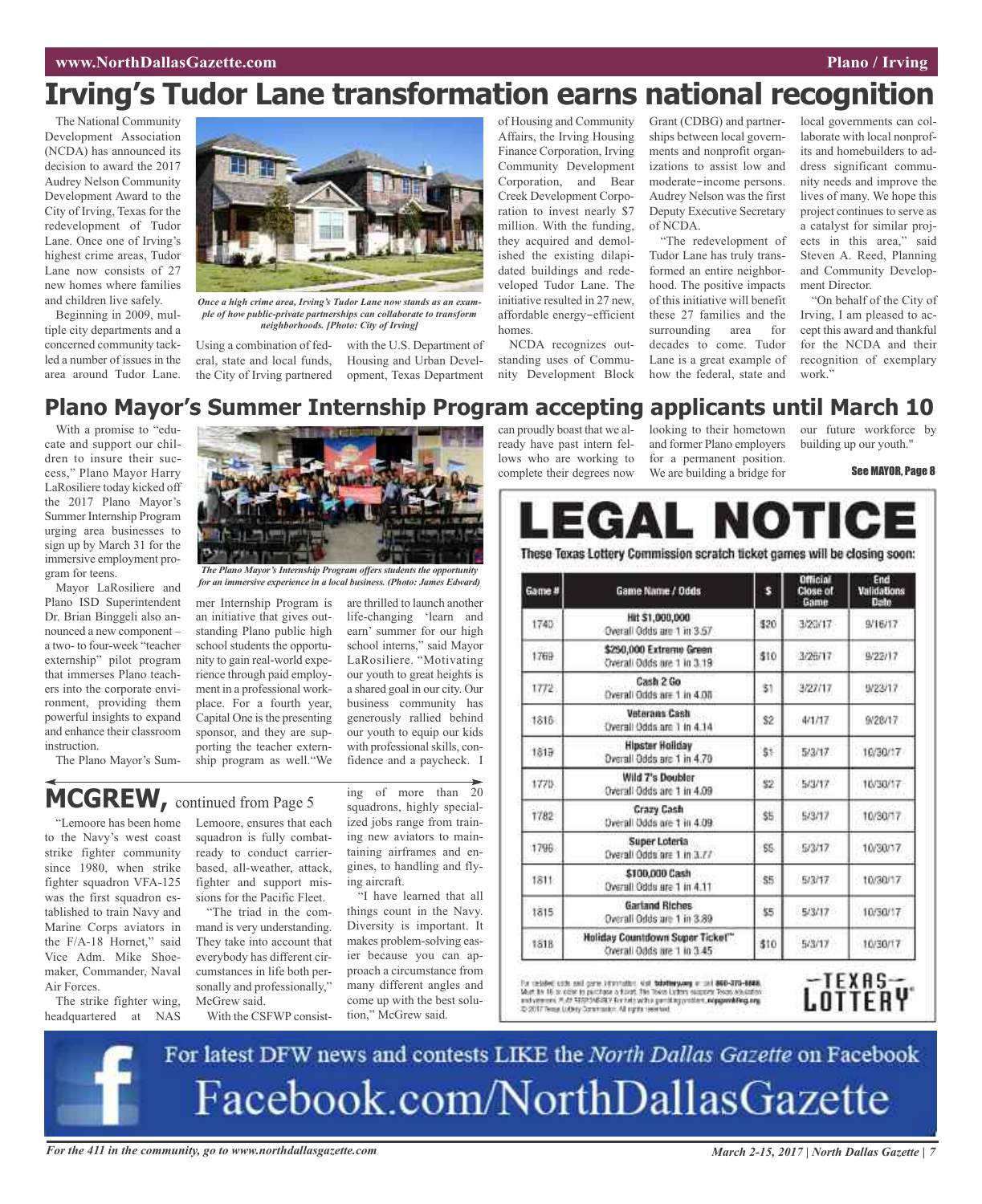# Irving's Tudor Lane transformation earns national recognition

The National Community Development Association (NCDA) has announced its decision to award the 2017 Audrey Nelson Community Development Award to the City of Irving, Texas for the redevelopment of Tudor Lane. Once one of Irving's highest crime areas, Tudor Lane now consists of 27 new homes where families and children live safely.

*Once a high crime area, Irving's Tudor Lane now stands as an example of how public-private partnerships can collaborate to transform neighborhoods. [Photo: City of Irving]*

Beginning in 2009, multiple city departments and a concerned community tackled a number of issues in the area around Tudor Lane. Using a combination of federal, state and local funds, the City of Irving partnered with the U.S. Department of Housing and Urban Development, Texas Department of Housing and Community Affairs, the Irving Housing Finance Corporation, Irving Community Development Corporation, and Bear Creek Development Corporation to invest nearly $7 million. With the funding, they acquired and demolished the existing dilapidated buildings and redeveloped Tudor Lane. The initiative resulted in 27 new, affordable energy-efficient homes.

NCDA recognizes outstanding uses of Community Development Block Grant (CDBG) and partnerships between local governments and nonprofit organizations to assist low and moderate-income persons. Audrey Nelson was the first Deputy Executive Secretary of NCDA.

"The redevelopment of Tudor Lane has truly transformed an entire neighborhood. The positive impacts of this initiative will benefit these 27 families and the surrounding area for decades to come. Tudor Lane is a great example of how the federal, state and local governments can collaborate with local nonprofits and homebuilders to address significant community needs and improve the lives of many. We hope this project continues to serve as a catalyst for similar projects in this area," said Steven A. Reed, Planning and Community Development Director.

"On behalf of the City of Irving, I am pleased to accept this award and thankful for the NCDA and their recognition of exemplary work."

# Plano Mayor's Summer Internship Program accepting applicants until March 10

With a promise to "educate and support our children to insure their success," Plano Mayor Harry LaRosiliere today kicked off the 2017 Plano Mayor's Summer Internship Program urging area businesses to sign up by March 31 for the immersive employment program for teens.

*The Plano Mayor's Internship Program offers students the opportunity for an immersive experience in a local business. (Photo: James Edward)*

Mayor LaRosiliere and Plano ISD Superintendent Dr. Brian Binggeli also announced a new component – a two- to four-week "teacher externship" pilot program that immerses Plano teachers into the corporate environment, providing them powerful insights to expand and enhance their classroom instruction.

The Plano Mayor's Summer Internship Program is an initiative that gives outstanding Plano public high school students the opportunity to gain real-world experience through paid employment in a professional workplace. For a fourth year, Capital One is the presenting sponsor, and they are supporting the teacher externship program as well."We are thrilled to launch another life-changing 'learn and earn' summer for our high school interns," said Mayor LaRosiliere. "Motivating our youth to great heights is a shared goal in our city. Our business community has generously rallied behind our youth to equip our kids with professional skills, confidence and a paycheck. I can proudly boast that we already have past intern fellows who are working to complete their degrees now looking to their hometown and former Plano employers for a permanent position. We are building a bridge for our future workforce by building up our youth."

See MAYOR, Page 8

## MCGREW, continued from Page 5

"Lemoore has been home to the Navy's west coast strike fighter community since 1980, when strike fighter squadron VFA-125 was the first squadron established to train Navy and Marine Corps aviators in the F/A-18 Hornet," said Vice Adm. Mike Shoemaker, Commander, Naval Air Forces.

The strike fighter wing, headquartered at NAS Lemoore, ensures that each squadron is fully combat-ready to conduct carrier-based, all-weather, attack, fighter and support missions for the Pacific Fleet.

"The triad in the command is very understanding. They take into account that everybody has different circumstances in life both personally and professionally," McGrew said.

With the CSFWP consisting of more than 20 squadrons, highly specialized jobs range from training new aviators to maintaining airframes and engines, to handling and flying aircraft.

"I have learned that all things count in the Navy. Diversity is important. It makes problem-solving easier because you can approach a circumstance from many different angles and come up with the best solution," McGrew said.

# LEGAL NOTICE

**These Texas Lottery Commission scratch ticket games will be closing soon:**

| Game # | Game Name / Odds | $ | Official Close of Game | End Validations Date |
|---|---|---|---|---|
| 1740 | Hit $1,000,000 Overall Odds are 1 in 3.57 | $20 | 3/25/17 | 9/16/17 |
| 1769 | $250,000 Extreme Green Overall Odds are 1 in 3.19 | $10 | 3/26/17 | 9/22/17 |
| 1772 | Cash 2 Go Overall Odds are 1 in 4.08 | $1 | 3/27/17 | 9/23/17 |
| 1816 | Veterans Cash Overall Odds are 1 in 4.14 | $2 | 4/1/17 | 9/28/17 |
| 1819 | Hipster Holiday Overall Odds are 1 in 4.70 | $1 | 5/3/17 | 10/30/17 |
| 1770 | Wild 7's Doubler Overall Odds are 1 in 4.09 | $2 | 5/3/17 | 10/30/17 |
| 1782 | Crazy Cash Overall Odds are 1 in 4.09 | $5 | 5/3/17 | 10/30/17 |
| 1796 | Super Loteria Overall Odds are 1 in 3.77 | $5 | 5/3/17 | 10/30/17 |
| 1811 | $100,000 Cash Overall Odds are 1 in 4.11 | $5 | 5/3/17 | 10/30/17 |
| 1815 | Garland Riches Overall Odds are 1 in 3.89 | $5 | 5/3/17 | 10/30/17 |
| 1818 | Holiday Countdown Super Ticket™ Overall Odds are 1 in 3.45 | $10 | 5/3/17 | 10/30/17 |

For detailed odds and game information, visit txlottery.org or call 800-375-6886. Must be 18 or older to purchase a ticket. The Texas Lottery supports Texas education and veterans. PLAY RESPONSIBLY. For help with a gambling problem, ncpgambling.org. © 2017 Texas Lottery Commission. All rights reserved.

TEXAS LOTTERY

For latest DFW news and contests LIKE the *North Dallas Gazette* on Facebook

Facebook.com/NorthDallasGazette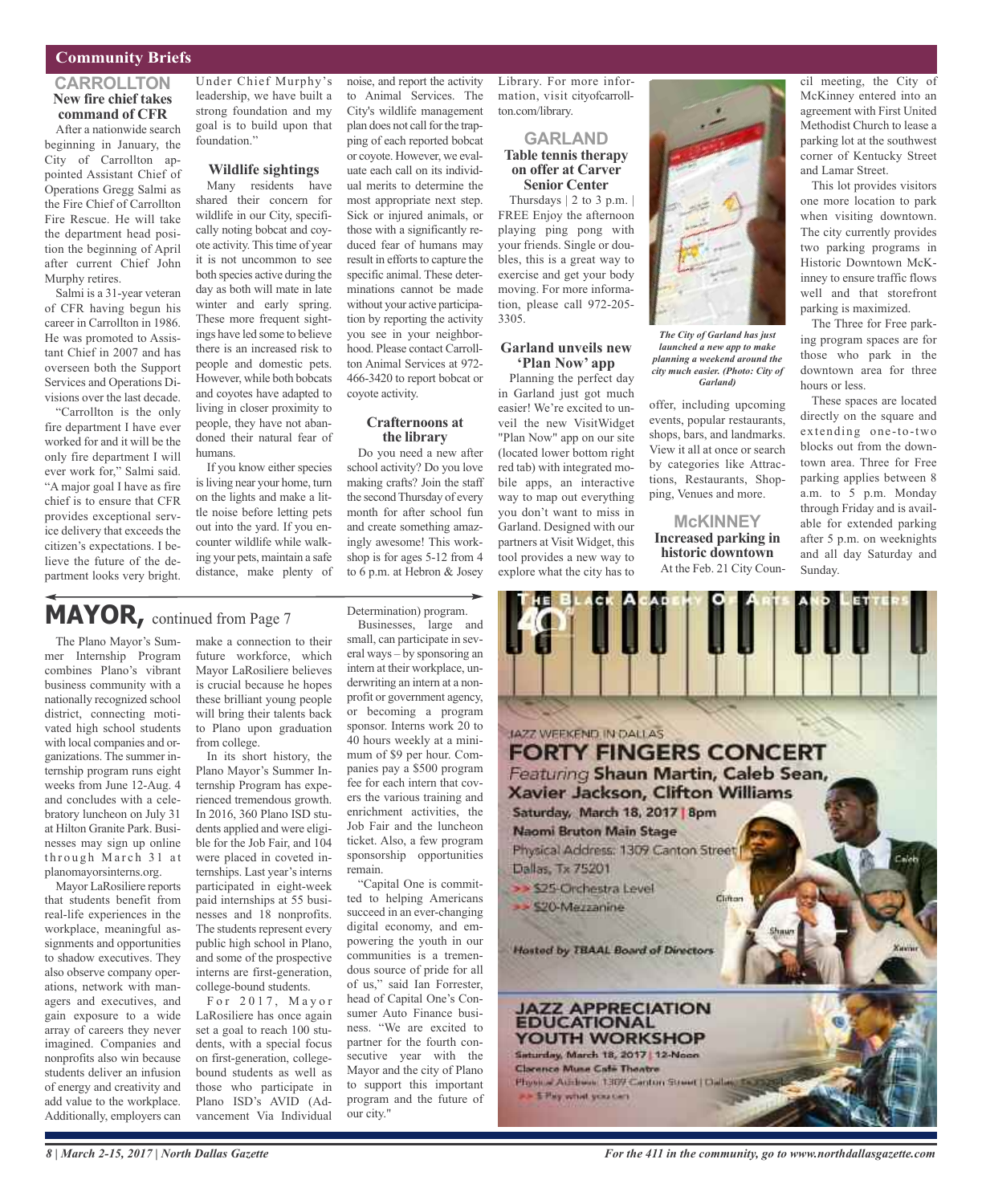## Community Briefs

### CARROLLTON

#### New fire chief takes command of CFR

After a nationwide search beginning in January, the City of Carrollton appointed Assistant Chief of Operations Gregg Salmi as the Fire Chief of Carrollton Fire Rescue. He will take the department head position the beginning of April after current Chief John Murphy retires.

Salmi is a 31-year veteran of CFR having begun his career in Carrollton in 1986. He was promoted to Assistant Chief in 2007 and has overseen both the Support Services and Operations Divisions over the last decade.

"Carrollton is the only fire department I have ever worked for and it will be the only fire department I will ever work for," Salmi said. "A major goal I have as fire chief is to ensure that CFR provides exceptional service delivery that exceeds the citizen's expectations. I believe the future of the department looks very bright. Under Chief Murphy's leadership, we have built a strong foundation and my goal is to build upon that foundation."

#### Wildlife sightings

Many residents have shared their concern for wildlife in our City, specifically noting bobcat and coyote activity. This time of year it is not uncommon to see both species active during the day as both will mate in late winter and early spring. These more frequent sightings have led some to believe there is an increased risk to people and domestic pets. However, while both bobcats and coyotes have adapted to living in closer proximity to people, they have not abandoned their natural fear of humans.

If you know either species is living near your home, turn on the lights and make a little noise before letting pets out into the yard. If you encounter wildlife while walking your pets, maintain a safe distance, make plenty of noise, and report the activity to Animal Services. The City's wildlife management plan does not call for the trapping of each reported bobcat or coyote. However, we evaluate each call on its individual merits to determine the most appropriate next step. Sick or injured animals, or those with a significantly reduced fear of humans may result in efforts to capture the specific animal. These determinations cannot be made without your active participation by reporting the activity you see in your neighborhood. Please contact Carrollton Animal Services at 972-466-3420 to report bobcat or coyote activity.

#### Crafternoons at the library

Do you need a new after school activity? Do you love making crafts? Join the staff the second Thursday of every month for after school fun and create something amazingly awesome! This workshop is for ages 5-12 from 4 to 6 p.m. at Hebron & Josey Library. For more information, visit cityofcarrollton.com/library.

### GARLAND

#### Table tennis therapy on offer at Carver Senior Center

Thursdays | 2 to 3 p.m. | FREE Enjoy the afternoon playing ping pong with your friends. Single or doubles, this is a great way to exercise and get your body moving. For more information, please call 972-205-3305.

#### Garland unveils new 'Plan Now' app

Planning the perfect day in Garland just got much easier! We're excited to unveil the new VisitWidget "Plan Now" app on our site (located lower bottom right red tab) with integrated mobile apps, an interactive way to map out everything you don't want to miss in Garland. Designed with our partners at Visit Widget, this tool provides a new way to explore what the city has to offer, including upcoming events, popular restaurants, shops, bars, and landmarks. View it all at once or search by categories like Attractions, Restaurants, Shopping, Venues and more.

*The City of Garland has just launched a new app to make planning a weekend around the city much easier. (Photo: City of Garland)*

### McKINNEY

#### Increased parking in historic downtown

At the Feb. 21 City Council meeting, the City of McKinney entered into an agreement with First United Methodist Church to lease a parking lot at the southwest corner of Kentucky Street and Lamar Street.

This lot provides visitors one more location to park when visiting downtown. The city currently provides two parking programs in Historic Downtown McKinney to ensure traffic flows well and that storefront parking is maximized.

The Three for Free parking program spaces are for those who park in the downtown area for three hours or less.

These spaces are located directly on the square and extending one-to-two blocks out from the downtown area. Three for Free parking applies between 8 a.m. to 5 p.m. Monday through Friday and is available for extended parking after 5 p.m. on weeknights and all day Saturday and Sunday.

## MAYOR, continued from Page 7

The Plano Mayor's Summer Internship Program combines Plano's vibrant business community with a nationally recognized school district, connecting motivated high school students with local companies and organizations. The summer internship program runs eight weeks from June 12-Aug. 4 and concludes with a celebratory luncheon on July 31 at Hilton Granite Park. Businesses may sign up online through March 31 at planomayorsinterns.org.

Mayor LaRosiliere reports that students benefit from real-life experiences in the workplace, meaningful assignments and opportunities to shadow executives. They also observe company operations, network with managers and executives, and gain exposure to a wide array of careers they never imagined. Companies and nonprofits also win because students deliver an infusion of energy and creativity and add value to the workplace. Additionally, employers can make a connection to their future workforce, which Mayor LaRosiliere believes is crucial because he hopes these brilliant young people will bring their talents back to Plano upon graduation from college.

In its short history, the Plano Mayor's Summer Internship Program has experienced tremendous growth. In 2016, 360 Plano ISD students applied and were eligible for the Job Fair, and 104 were placed in coveted internships. Last year's interns participated in eight-week paid internships at 55 businesses and 18 nonprofits. The students represent every public high school in Plano, and some of the prospective interns are first-generation, college-bound students.

For 2017, Mayor LaRosiliere has once again set a goal to reach 100 students, with a special focus on first-generation, college-bound students as well as those who participate in Plano ISD's AVID (Advancement Via Individual Determination) program.

Businesses, large and small, can participate in several ways – by sponsoring an intern at their workplace, underwriting an intern at a nonprofit or government agency, or becoming a program sponsor. Interns work 20 to 40 hours weekly at a minimum of $9 per hour. Companies pay a $500 program fee for each intern that covers the various training and enrichment activities, the Job Fair and the luncheon ticket. Also, a few program sponsorship opportunities remain.

"Capital One is committed to helping Americans succeed in an ever-changing digital economy, and empowering the youth in our communities is a tremendous source of pride for all of us," said Ian Forrester, head of Capital One's Consumer Auto Finance business. "We are excited to partner for the fourth consecutive year with the Mayor and the city of Plano to support this important program and the future of our city."

---

**THE BLACK ACADEMY OF ARTS AND LETTERS 40**

JAZZ WEEKEND IN DALLAS

**FORTY FINGERS CONCERT**

*Featuring* **Shaun Martin, Caleb Sean, Xavier Jackson, Clifton Williams**

**Saturday, March 18, 2017 | 8pm**

**Naomi Bruton Main Stage**

Physical Address: 1309 Canton Street
Dallas, Tx 75201

>> $25-Orchestra Level
>> $20-Mezzanine

*Hosted by TBAAL Board of Directors*

**JAZZ APPRECIATION EDUCATIONAL YOUTH WORKSHOP**

Saturday, March 18, 2017 | 12-Noon

Clarence Muse Café Theatre

Physical Address: 1309 Canton Street | Dallas

>> $ Pay what you can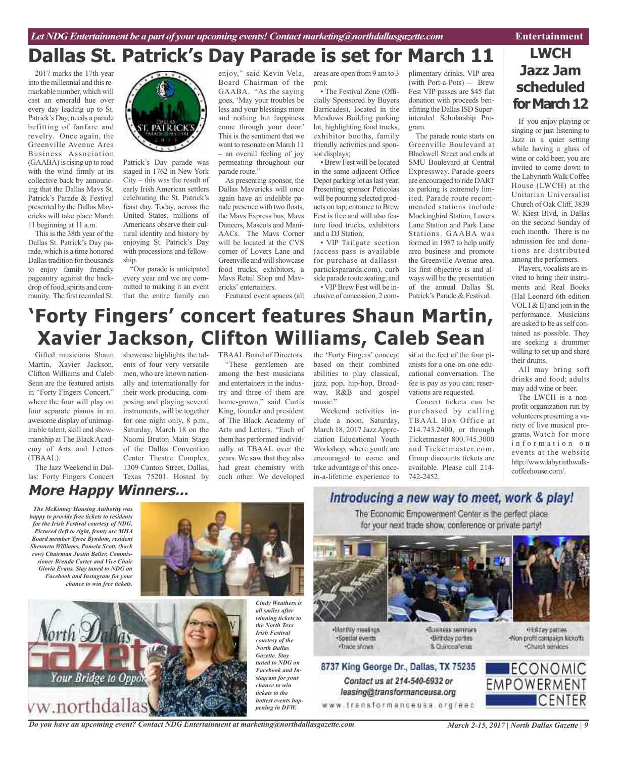# Dallas St. Patrick's Day Parade is set for March 11

2017 marks the 17th year into the millennial and this remarkable number, which will cast an emerald hue over every day leading up to St. Patrick's Day, needs a parade befitting of fanfare and revelry. Once again, the Greenville Avenue Area Business Association (GAABA) is rising up to road with the wind firmly at its collective back by announcing that the Dallas Mavs St. Patrick's Parade & Festival presented by the Dallas Mavericks will take place March 11 beginning at 11 a.m.

This is the 38th year of the Dallas St. Patrick's Day parade, which is a time honored Dallas tradition for thousands to enjoy family friendly pageantry against the backdrop of food, spirits and community. The first recorded St. Patrick's Day parade was staged in 1762 in New York City – this was the result of early Irish American settlers celebrating the St. Patrick's feast day. Today, across the United States, millions of Americans observe their cultural identity and history by enjoying St. Patrick's Day with processions and fellowship.

"Our parade is anticipated every year and we are committed to making it an event that the entire family can enjoy," said Kevin Vela, Board Chairman of the GAABA. "As the saying goes, 'May your troubles be less and your blessings more and nothing but happiness come through your door.' This is the sentiment that we want to resonate on March 11 – an overall feeling of joy permeating throughout our parade route."

As presenting sponsor, the Dallas Mavericks will once again have an indelible parade presence with two floats, the Mavs Express bus, Mavs Dancers, Mascots and ManiAACs. The Mavs Corner will be located at the CVS corner of Lovers Lane and Greenville and will showcase food trucks, exhibitors, a Mavs Retail Shop and Mavericks' entertainers.

Featured event spaces (all areas are open from 9 am to 3 pm):

- The Festival Zone (Officially Sponsored by Buyers Barricades), located in the Meadows Building parking lot, highlighting food trucks, exhibitor booths, family friendly activities and sponsor displays;
- Brew Fest will be located in the same adjacent Office Depot parking lot as last year. Presenting sponsor Peticolas will be pouring selected products on tap; entrance to Brew Fest is free and will also feature food trucks, exhibitors and a DJ Station;
- VIP Tailgate section (access pass is available for purchase at dallasstpatricksparards.com), curb side parade route seating; and
- VIP Brew Fest will be inclusive of concession, 2 complimentary drinks, VIP area (with Port-a-Pots) -- Brew Fest VIP passes are $45 flat donation with proceeds benefitting the Dallas ISD Superintended Scholarship Program.

The parade route starts on Greenville Boulevard at Blackwell Street and ends at SMU Boulevard at Central Expressway. Parade-goers are encouraged to ride DART as parking is extremely limited. Parade route recommended stations include Mockingbird Station, Lovers Lane Station and Park Lane Stations. GAABA was formed in 1987 to help unify area business and promote the Greenville Avenue area. Its first objective is and always will be the presentation of the annual Dallas St. Patrick's Parade & Festival.

# 'Forty Fingers' concert features Shaun Martin, Xavier Jackson, Clifton Williams, Caleb Sean

Gifted musicians Shaun Martin, Xavier Jackson, Clifton Williams and Caleb Sean are the featured artists in "Forty Fingers Concert," where the four will play on four separate pianos in an awesome display of unimaginable talent, skill and showmanship at The Black Academy of Arts and Letters (TBAAL).

The Jazz Weekend in Dallas: Forty Fingers Concert showcase highlights the talents of four very versatile men, who are known nationally and internationally for their work producing, composing and playing several instruments, will be together for one night only, 8 p.m., Saturday, March 18 on the Naomi Bruton Main Stage of the Dallas Convention Center Theatre Complex, 1309 Canton Street, Dallas, Texas 75201. Hosted by TBAAL Board of Directors.

"These gentlemen are among the best musicians and entertainers in the industry and three of them are home-grown," said Curtis King, founder and president of The Black Academy of Arts and Letters. "Each of them has performed individually at TBAAL over the years. We saw that they also had great chemistry with each other. We developed the 'Forty Fingers' concept based on their combined abilities to play classical, jazz, pop, hip-hop, Broadway, R&B and gospel music."

Weekend activities include a noon, Saturday, March 18, 2017 Jazz Appreciation Educational Youth Workshop, where youth are encouraged to come and take advantage of this once-in-a-lifetime experience to sit at the feet of the four pianists for a one-on-one educational conversation. The fee is pay as you can; reservations are requested.

Concert tickets can be purchased by calling TBAAL Box Office at 214.743.2400, or through Ticketmaster 800.745.3000 and Ticketmaster.com. Group discounts tickets are available. Please call 214-742-2452.

# LWCH Jazz Jam scheduled for March 12

If you enjoy playing or singing or just listening to Jazz in a quiet setting while having a glass of wine or cold beer, you are invited to come down to the Labyrinth Walk Coffee House (LWCH) at the Unitarian Universalist Church of Oak Cliff, 3839 W. Kiest Blvd, in Dallas on the second Sunday of each month. There is no admission fee and donations are distributed among the performers.

Players, vocalists are invited to bring their instruments and Real Books (Hal Leonard 6th edition VOL I & II) and join in the performance. Musicians are asked to be as self contained as possible. They are seeking a drummer willing to set up and share their drums.

All may bring soft drinks and food; adults may add wine or beer.

The LWCH is a nonprofit organization run by volunteers presenting a variety of live musical programs. Watch for more information on events at the website http://www.labyrinthwalkcoffeehouse.com/.

## More Happy Winners...

*The McKinney Housing Authority was happy to provide free tickets to residents for the Irish Festival courtesy of NDG. Pictured (left to right, front) are MHA Board member Tyree Byndom, resident Shenneta Williams, Pamela Scott, (back row) Chairman Justin Beller, Commissioner Brenda Carter and Vice Chair Gloria Evans. Stay tuned to NDG on Facebook and Instagram for your chance to win free tickets.*

*Cindy Weathers is all smiles after winning tickets to the North Texs Irish Festival courtesy of the North Dallas Gazette. Stay tuned to NDG on Facebook and Instagram for your chance to win tickets to the hottest events happening in DFW.*

## Introducing a new way to meet, work & play!

The Economic Empowerment Center is the perfect place for your next trade show, conference or private party!

- Monthly meetings
- Special events
- Trade shows
- Business seminars
- Birthday parties & Quinceañeras
- Holiday parties
- Non-profit campaign kickoffs
- Church services

8737 King George Dr., Dallas, TX 75235

Contact us at 214-540-6932 or leasing@transformanceusa.org

www.transformanceusa.org/eec

ECONOMIC EMPOWERMENT CENTER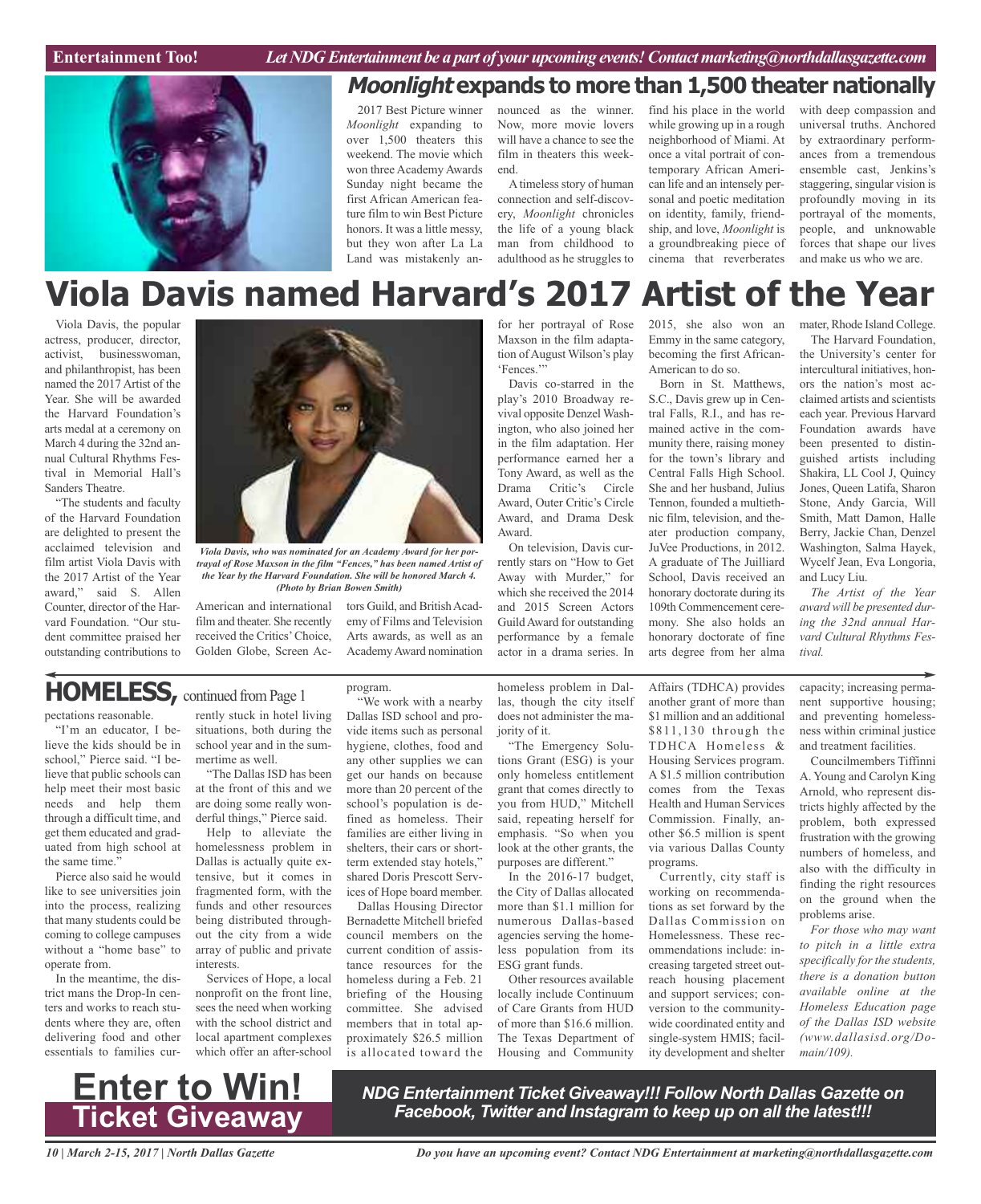## *Moonlight* expands to more than 1,500 theater nationally

2017 Best Picture winner *Moonlight* expanding to over 1,500 theaters this weekend. The movie which won three Academy Awards Sunday night became the first African American feature film to win Best Picture honors. It was a little messy, but they won after La La Land was mistakenly announced as the winner. Now, more movie lovers will have a chance to see the film in theaters this weekend.

A timeless story of human connection and self-discovery, *Moonlight* chronicles the life of a young black man from childhood to adulthood as he struggles to find his place in the world while growing up in a rough neighborhood of Miami. At once a vital portrait of contemporary African American life and an intensely personal and poetic meditation on identity, family, friendship, and love, *Moonlight* is a groundbreaking piece of cinema that reverberates with deep compassion and universal truths. Anchored by extraordinary performances from a tremendous ensemble cast, Jenkins's staggering, singular vision is profoundly moving in its portrayal of the moments, people, and unknowable forces that shape our lives and make us who we are.

# Viola Davis named Harvard's 2017 Artist of the Year

Viola Davis, the popular actress, producer, director, activist, businesswoman, and philanthropist, has been named the 2017 Artist of the Year. She will be awarded the Harvard Foundation's arts medal at a ceremony on March 4 during the 32nd annual Cultural Rhythms Festival in Memorial Hall's Sanders Theatre.

"The students and faculty of the Harvard Foundation are delighted to present the acclaimed television and film artist Viola Davis with the 2017 Artist of the Year award," said S. Allen Counter, director of the Harvard Foundation. "Our student committee praised her outstanding contributions to American and international film and theater. She recently received the Critics' Choice, Golden Globe, Screen Actors Guild, and British Academy of Films and Television Arts awards, as well as an Academy Award nomination for her portrayal of Rose Maxson in the film adaptation of August Wilson's play 'Fences.'"

*Viola Davis, who was nominated for an Academy Award for her portrayal of Rose Maxson in the film "Fences," has been named Artist of the Year by the Harvard Foundation. She will be honored March 4. (Photo by Brian Bowen Smith)*

Davis co-starred in the play's 2010 Broadway revival opposite Denzel Washington, who also joined her in the film adaptation. Her performance earned her a Tony Award, as well as the Drama Critic's Circle Award, Outer Critic's Circle Award, and Drama Desk Award.

On television, Davis currently stars on "How to Get Away with Murder," for which she received the 2014 and 2015 Screen Actors Guild Award for outstanding performance by a female actor in a drama series. In 2015, she also won an Emmy in the same category, becoming the first African-American to do so.

Born in St. Matthews, S.C., Davis grew up in Central Falls, R.I., and has remained active in the community there, raising money for the town's library and Central Falls High School. She and her husband, Julius Tennon, founded a multiethnic film, television, and theater production company, JuVee Productions, in 2012. A graduate of The Juilliard School, Davis received an honorary doctorate during its 109th Commencement ceremony. She also holds an honorary doctorate of fine arts degree from her alma mater, Rhode Island College.

The Harvard Foundation, the University's center for intercultural initiatives, honors the nation's most acclaimed artists and scientists each year. Previous Harvard Foundation awards have been presented to distinguished artists including Shakira, LL Cool J, Quincy Jones, Queen Latifa, Sharon Stone, Andy Garcia, Will Smith, Matt Damon, Halle Berry, Jackie Chan, Denzel Washington, Salma Hayek, Wycelf Jean, Eva Longoria, and Lucy Liu.

*The Artist of the Year award will be presented during the 32nd annual Harvard Cultural Rhythms Festival.*

## HOMELESS, continued from Page 1

pectations reasonable.

"I'm an educator, I believe the kids should be in school," Pierce said. "I believe that public schools can help meet their most basic needs and help them through a difficult time, and get them educated and graduated from high school at the same time."

Pierce also said he would like to see universities join into the process, realizing that many students could be coming to college campuses without a "home base" to operate from.

In the meantime, the district mans the Drop-In centers and works to reach students where they are, often delivering food and other essentials to families currently stuck in hotel living situations, both during the school year and in the summertime as well.

"The Dallas ISD has been at the front of this and we are doing some really wonderful things," Pierce said.

Help to alleviate the homelessness problem in Dallas is actually quite extensive, but it comes in fragmented form, with the funds and other resources being distributed throughout the city from a wide array of public and private interests.

Services of Hope, a local nonprofit on the front line, sees the need when working with the school district and local apartment complexes which offer an after-school program.

"We work with a nearby Dallas ISD school and provide items such as personal hygiene, clothes, food and any other supplies we can get our hands on because more than 20 percent of the school's population is defined as homeless. Their families are either living in shelters, their cars or short-term extended stay hotels," shared Doris Prescott Services of Hope board member.

Dallas Housing Director Bernadette Mitchell briefed council members on the current condition of assistance resources for the homeless during a Feb. 21 briefing of the Housing committee. She advised members that in total approximately $26.5 million is allocated toward the homeless problem in Dallas, though the city itself does not administer the majority of it.

"The Emergency Solutions Grant (ESG) is your only homeless entitlement grant that comes directly to you from HUD," Mitchell said, repeating herself for emphasis. "So when you look at the other grants, the purposes are different."

In the 2016-17 budget, the City of Dallas allocated more than $1.1 million for numerous Dallas-based agencies serving the homeless population from its ESG grant funds.

Other resources available locally include Continuum of Care Grants from HUD of more than $16.6 million. The Texas Department of Housing and Community Affairs (TDHCA) provides another grant of more than $1 million and an additional $811,130 through the TDHCA Homeless & Housing Services program. A $1.5 million contribution comes from the Texas Health and Human Services Commission. Finally, another $6.5 million is spent via various Dallas County programs.

Currently, city staff is working on recommendations as set forward by the Dallas Commission on Homelessness. These recommendations include: increasing targeted street outreach housing placement and support services; conversion to the community-wide coordinated entity and single-system HMIS; facility development and shelter capacity; increasing permanent supportive housing; and preventing homelessness within criminal justice and treatment facilities.

Councilmembers Tiffinni A. Young and Carolyn King Arnold, who represent districts highly affected by the problem, both expressed frustration with the growing numbers of homeless, and also with the difficulty in finding the right resources on the ground when the problems arise.

*For those who may want to pitch in a little extra specifically for the students, there is a donation button available online at the Homeless Education page of the Dallas ISD website (www.dallasisd.org/Domain/109).*

## Enter to Win! Ticket Giveaway

***NDG Entertainment Ticket Giveaway!!! Follow North Dallas Gazette on Facebook, Twitter and Instagram to keep up on all the latest!!!***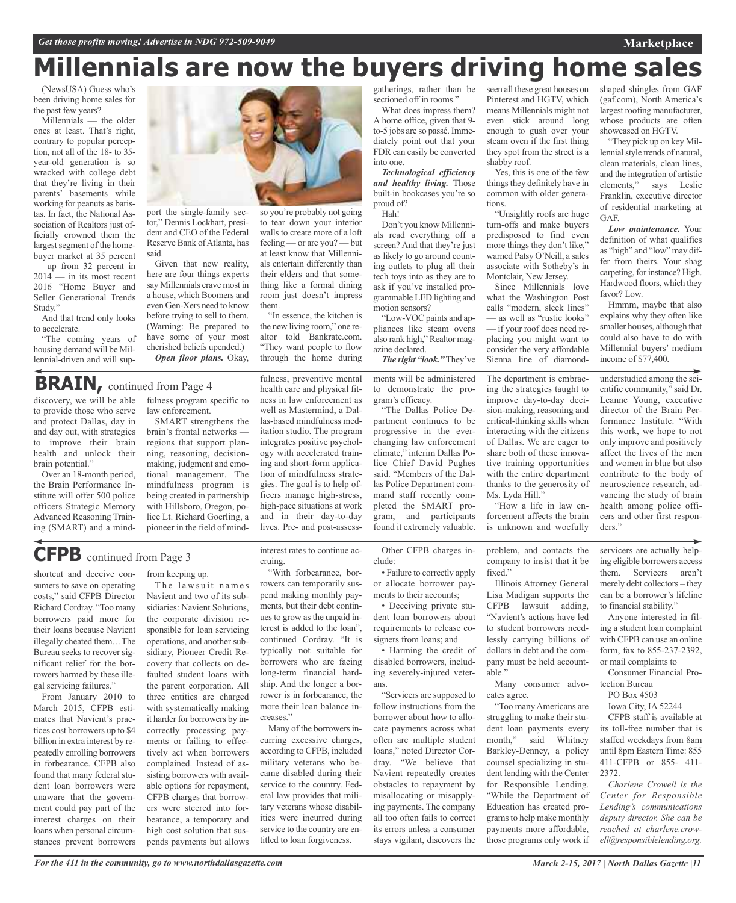# Millennials are now the buyers driving home sales

(NewsUSA) Guess who's been driving home sales for the past few years?

Millennials — the older ones at least. That's right, contrary to popular perception, not all of the 18- to 35-year-old generation is so wracked with college debt that they're living in their parents' basements while working for peanuts as baristas. In fact, the National Association of Realtors just officially crowned them the largest segment of the homebuyer market at 35 percent — up from 32 percent in 2014 — in its most recent 2016 "Home Buyer and Seller Generational Trends Study."

And that trend only looks to accelerate.

"The coming years of housing demand will be Millennial-driven and will support the single-family sector," Dennis Lockhart, president and CEO of the Federal Reserve Bank of Atlanta, has said.

Given that new reality, here are four things experts say Millennials crave most in a house, which Boomers and even Gen-Xers need to know before trying to sell to them. (Warning: Be prepared to have some of your most cherished beliefs upended.)

***Open floor plans.*** Okay, so you're probably not going to tear down your interior walls to create more of a loft feeling — or are you? — but at least know that Millennials entertain differently than their elders and that something like a formal dining room just doesn't impress them.

"In essence, the kitchen is the new living room," one realtor told Bankrate.com. "They want people to flow through the home during gatherings, rather than be sectioned off in rooms."

What does impress them? A home office, given that 9-to-5 jobs are so passé. Immediately point out that your FDR can easily be converted into one.

***Technological efficiency and healthy living.*** Those built-in bookcases you're so proud of?

Hah!

Don't you know Millennials read everything off a screen? And that they're just as likely to go around counting outlets to plug all their tech toys into as they are to ask if you've installed programmable LED lighting and motion sensors?

"Low-VOC paints and appliances like steam ovens also rank high," Realtor magazine declared.

***The right "look."*** They've seen all these great houses on Pinterest and HGTV, which means Millennials might not even stick around long enough to gush over your steam oven if the first thing they spot from the street is a shabby roof.

Yes, this is one of the few things they definitely have in common with older generations.

"Unsightly roofs are huge turn-offs and make buyers predisposed to find even more things they don't like," warned Patsy O'Neill, a sales associate with Sotheby's in Montclair, New Jersey.

Since Millennials love what the Washington Post calls "modern, sleek lines" — as well as "rustic looks" — if your roof does need replacing you might want to consider the very affordable Sienna line of diamond-shaped shingles from GAF (gaf.com), North America's largest roofing manufacturer, whose products are often showcased on HGTV.

"They pick up on key Millennial style trends of natural, clean materials, clean lines, and the integration of artistic elements," says Leslie Franklin, executive director of residential marketing at GAF.

***Low maintenance.*** Your definition of what qualifies as "high" and "low" may differ from theirs. Your shag carpeting, for instance? High. Hardwood floors, which they favor? Low.

Hmmm, maybe that also explains why they often like smaller houses, although that could also have to do with Millennial buyers' medium income of $77,400.

## BRAIN, continued from Page 4

discovery, we will be able to provide those who serve and protect Dallas, day in and day out, with strategies to improve their brain health and unlock their brain potential."

Over an 18-month period, the Brain Performance Institute will offer 500 police officers Strategic Memory Advanced Reasoning Training (SMART) and a mindfulness program specific to law enforcement.

SMART strengthens the brain's frontal networks — regions that support planning, reasoning, decision-making, judgment and emotional management. The mindfulness program is being created in partnership with Hillsboro, Oregon, police Lt. Richard Goerling, a pioneer in the field of mindfulness, preventive mental health care and physical fitness in law enforcement as well as Mastermind, a Dallas-based mindfulness meditation studio. The program integrates positive psychology with accelerated training and short-form application of mindfulness strategies. The goal is to help officers manage high-stress, high-pace situations at work and in their day-to-day lives. Pre- and post-assessments will be administered to demonstrate the program's efficacy.

"The Dallas Police Department continues to be progressive in the ever-changing law enforcement climate," interim Dallas Police Chief David Pughes said. "Members of the Dallas Police Department command staff recently completed the SMART program, and participants found it extremely valuable. The department is embracing the strategies taught to improve day-to-day decision-making, reasoning and critical-thinking skills when interacting with the citizens of Dallas. We are eager to share both of these innovative training opportunities with the entire department thanks to the generosity of Ms. Lyda Hill."

"How a life in law enforcement affects the brain is unknown and woefully understudied among the scientific community," said Dr. Leanne Young, executive director of the Brain Performance Institute. "With this work, we hope to not only improve and positively affect the lives of the men and women in blue but also contribute to the body of neuroscience research, advancing the study of brain health among police officers and other first responders."

## CFPB continued from Page 3

shortcut and deceive consumers to save on operating costs," said CFPB Director Richard Cordray. "Too many borrowers paid more for their loans because Navient illegally cheated them…The Bureau seeks to recover significant relief for the borrowers harmed by these illegal servicing failures."

From January 2010 to March 2015, CFPB estimates that Navient's practices cost borrowers up to $4 billion in extra interest by repeatedly enrolling borrowers in forbearance. CFPB also found that many federal student loan borrowers were unaware that the government could pay part of the interest charges on their loans when personal circumstances prevent borrowers from keeping up.

The lawsuit names Navient and two of its subsidiaries: Navient Solutions, the corporate division responsible for loan servicing operations, and another subsidiary, Pioneer Credit Recovery that collects on defaulted student loans with the parent corporation. All three entities are charged with systematically making it harder for borrowers by incorrectly processing payments or failing to effectively act when borrowers complained. Instead of assisting borrowers with available options for repayment, CFPB charges that borrowers were steered into forbearance, a temporary and high cost solution that suspends payments but allows interest rates to continue accruing.

"With forbearance, borrowers can temporarily suspend making monthly payments, but their debt continues to grow as the unpaid interest is added to the loan", continued Cordray. "It is typically not suitable for borrowers who are facing long-term financial hardship. And the longer a borrower is in forbearance, the more their loan balance increases."

Many of the borrowers incurring excessive charges, according to CFPB, included military veterans who became disabled during their service to the country. Federal law provides that military veterans whose disabilities were incurred during service to the country are entitled to loan forgiveness.

Other CFPB charges include:

- Failure to correctly apply or allocate borrower payments to their accounts;
- Deceiving private student loan borrowers about requirements to release cosigners from loans; and
- Harming the credit of disabled borrowers, including severely-injured veterans.

"Servicers are supposed to follow instructions from the borrower about how to allocate payments across what often are multiple student loans," noted Director Cordray. "We believe that Navient repeatedly creates obstacles to repayment by misallocating or misapplying payments. The company all too often fails to correct its errors unless a consumer stays vigilant, discovers the problem, and contacts the company to insist that it be fixed."

Illinois Attorney General Lisa Madigan supports the CFPB lawsuit adding, "Navient's actions have led to student borrowers needlessly carrying billions of dollars in debt and the company must be held accountable."

Many consumer advocates agree.

"Too many Americans are struggling to make their student loan payments every month," said Whitney Barkley-Denney, a policy counsel specializing in student lending with the Center for Responsible Lending. "While the Department of Education has created programs to help make monthly payments more affordable, those programs only work if servicers are actually helping eligible borrowers access them. Servicers aren't merely debt collectors – they can be a borrower's lifeline to financial stability."

Anyone interested in filing a student loan complaint with CFPB can use an online form, fax to 855-237-2392, or mail complaints to

Consumer Financial Protection Bureau
PO Box 4503
Iowa City, IA 52244

CFPB staff is available at its toll-free number that is staffed weekdays from 8am until 8pm Eastern Time: 855 411-CFPB or 855- 411-2372.

*Charlene Crowell is the Center for Responsible Lending's communications deputy director. She can be reached at charlene.crowell@responsiblelending.org.*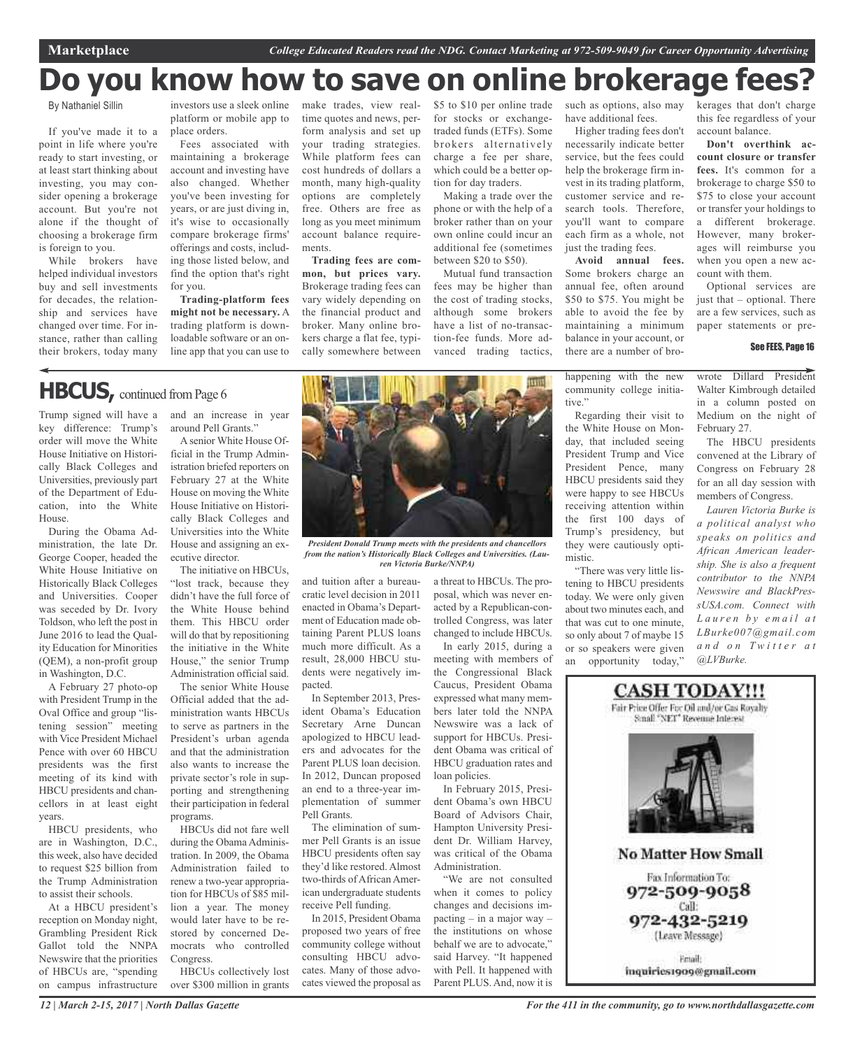# Do you know how to save on online brokerage fees?

By Nathaniel Sillin

If you've made it to a point in life where you're ready to start investing, or at least start thinking about investing, you may consider opening a brokerage account. But you're not alone if the thought of choosing a brokerage firm is foreign to you.

While brokers have helped individual investors buy and sell investments for decades, the relationship and services have changed over time. For instance, rather than calling their brokers, today many investors use a sleek online platform or mobile app to place orders.

Fees associated with maintaining a brokerage account and investing have also changed. Whether you've been investing for years, or are just diving in, it's wise to occasionally compare brokerage firms' offerings and costs, including those listed below, and find the option that's right for you.

**Trading-platform fees might not be necessary.** A trading platform is downloadable software or an online app that you can use to make trades, view real-time quotes and news, perform analysis and set up your trading strategies. While platform fees can cost hundreds of dollars a month, many high-quality options are completely free. Others are free as long as you meet minimum account balance requirements.

**Trading fees are common, but prices vary.** Brokerage trading fees can vary widely depending on the financial product and broker. Many online brokers charge a flat fee, typically somewhere between $5 to $10 per online trade for stocks or exchange-traded funds (ETFs). Some brokers alternatively charge a fee per share, which could be a better option for day traders.

Making a trade over the phone or with the help of a broker rather than on your own online could incur an additional fee (sometimes between $20 to $50).

Mutual fund transaction fees may be higher than the cost of trading stocks, although some brokers have a list of no-transaction-fee funds. More advanced trading tactics, such as options, also may have additional fees.

Higher trading fees don't necessarily indicate better service, but the fees could help the brokerage firm invest in its trading platform, customer service and research tools. Therefore, you'll want to compare each firm as a whole, not just the trading fees.

**Avoid annual fees.** Some brokers charge an annual fee, often around $50 to $75. You might be able to avoid the fee by maintaining a minimum balance in your account, or there are a number of brokerages that don't charge this fee regardless of your account balance.

**Don't overthink account closure or transfer fees.** It's common for a brokerage to charge $50 to $75 to close your account or transfer your holdings to a different brokerage. However, many brokerages will reimburse you when you open a new account with them.

Optional services are just that – optional. There are a few services, such as paper statements or pre-

See FEES, Page 16

---

## HBCUS, continued from Page 6

Trump signed will have a key difference: Trump's order will move the White House Initiative on Historically Black Colleges and Universities, previously part of the Department of Education, into the White House.

During the Obama Administration, the late Dr. George Cooper, headed the White House Initiative on Historically Black Colleges and Universities. Cooper was seceded by Dr. Ivory Toldson, who left the post in June 2016 to lead the Quality Education for Minorities (QEM), a non-profit group in Washington, D.C.

A February 27 photo-op with President Trump in the Oval Office and group "listening session" meeting with Vice President Michael Pence with over 60 HBCU presidents was the first meeting of its kind with HBCU presidents and chancellors in at least eight years.

HBCU presidents, who are in Washington, D.C., this week, also have decided to request $25 billion from the Trump Administration to assist their schools.

At a HBCU president's reception on Monday night, Grambling President Rick Gallot told the NNPA Newswire that the priorities of HBCUs are, "spending on campus infrastructure and an increase in year around Pell Grants."

A senior White House Official in the Trump Administration briefed reporters on February 27 at the White House on moving the White House Initiative on Historically Black Colleges and Universities into the White House and assigning an executive director.

The initiative on HBCUs, "lost track, because they didn't have the full force of the White House behind them. This HBCU order will do that by repositioning the initiative in the White House," the senior Trump Administration official said.

The senior White House Official added that the administration wants HBCUs to serve as partners in the President's urban agenda and that the administration also wants to increase the private sector's role in supporting and strengthening their participation in federal programs.

HBCUs did not fare well during the Obama Administration. In 2009, the Obama Administration failed to renew a two-year appropriation for HBCUs of $85 million a year. The money would later have to be restored by concerned Democrats who controlled Congress.

HBCUs collectively lost over $300 million in grants and tuition after a bureaucratic level decision in 2011 enacted in Obama's Department of Education made obtaining Parent PLUS loans much more difficult. As a result, 28,000 HBCU students were negatively impacted.

*President Donald Trump meets with the presidents and chancellors from the nation's Historically Black Colleges and Universities. (Lauren Victoria Burke/NNPA)*

In September 2013, President Obama's Education Secretary Arne Duncan apologized to HBCU leaders and advocates for the Parent PLUS loan decision. In 2012, Duncan proposed an end to a three-year implementation of summer Pell Grants.

The elimination of summer Pell Grants is an issue HBCU presidents often say they'd like restored. Almost two-thirds of African American undergraduate students receive Pell funding.

In 2015, President Obama proposed two years of free community college without consulting HBCU advocates. Many of those advocates viewed the proposal as a threat to HBCUs. The proposal, which was never enacted by a Republican-controlled Congress, was later changed to include HBCUs.

In early 2015, during a meeting with members of the Congressional Black Caucus, President Obama expressed what many members later told the NNPA Newswire was a lack of support for HBCUs. President Obama was critical of HBCU graduation rates and loan policies.

In February 2015, President Obama's own HBCU Board of Advisors Chair, Hampton University President Dr. William Harvey, was critical of the Obama Administration.

"We are not consulted when it comes to policy changes and decisions impacting – in a major way – the institutions on whose behalf we are to advocate," said Harvey. "It happened with Pell. It happened with Parent PLUS. And, now it is happening with the new community college initiative."

Regarding their visit to the White House on Monday, that included seeing President Trump and Vice President Pence, many HBCU presidents said they were happy to see HBCUs receiving attention within the first 100 days of Trump's presidency, but they were cautiously optimistic.

"There was very little listening to HBCU presidents today. We were only given about two minutes each, and that was cut to one minute, so only about 7 of maybe 15 or so speakers were given an opportunity today," wrote Dillard President Walter Kimbrough detailed in a column posted on Medium on the night of February 27.

The HBCU presidents convened at the Library of Congress on February 28 for an all day session with members of Congress.

*Lauren Victoria Burke is a political analyst who speaks on politics and African American leadership. She is also a frequent contributor to the NNPA Newswire and BlackPressUSA.com. Connect with Lauren by email at LBurke007@gmail.com and on Twitter at @LVBurke.*

---

**CASH TODAY!!!**

Fair Price Offer For Oil and/or Gas Royalty Small "NET" Revenue Interest

**No Matter How Small**

Fax Information To:
972-509-9058

Call:
972-432-5219
(Leave Message)

Email:
inquiries1909@gmail.com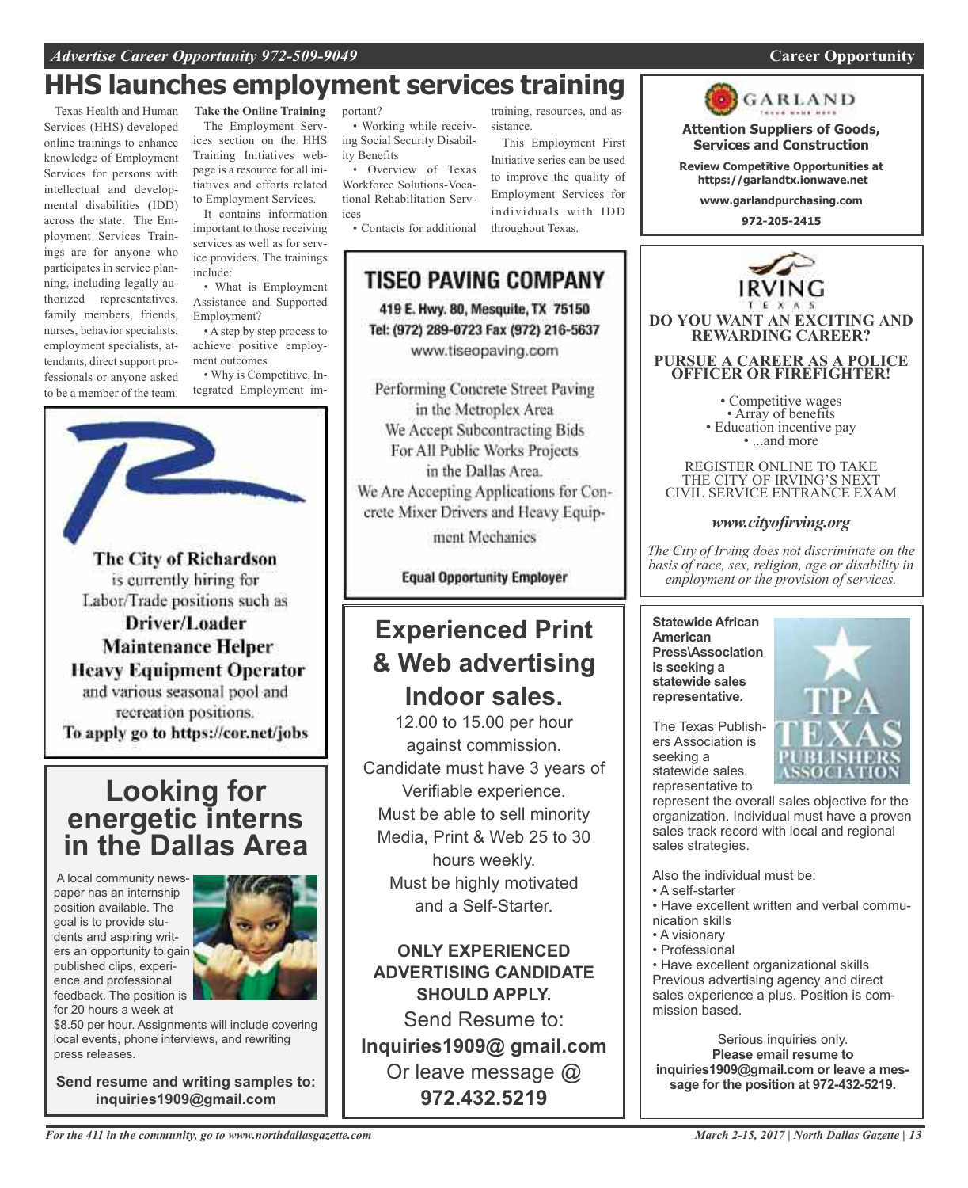# HHS launches employment services training

Texas Health and Human Services (HHS) developed online trainings to enhance knowledge of Employment Services for persons with intellectual and developmental disabilities (IDD) across the state. The Employment Services Trainings are for anyone who participates in service planning, including legally authorized representatives, family members, friends, nurses, behavior specialists, employment specialists, attendants, direct support professionals or anyone asked to be a member of the team.

**Take the Online Training**

The Employment Services section on the HHS Training Initiatives webpage is a resource for all initiatives and efforts related to Employment Services.

It contains information important to those receiving services as well as for service providers. The trainings include:

- What is Employment Assistance and Supported Employment?
- A step by step process to achieve positive employment outcomes
- Why is Competitive, Integrated Employment important?
- Working while receiving Social Security Disability Benefits
- Overview of Texas Workforce Solutions-Vocational Rehabilitation Services
- Contacts for additional training, resources, and assistance.

This Employment First Initiative series can be used to improve the quality of Employment Services for individuals with IDD throughout Texas.

---

**The City of Richardson** is currently hiring for Labor/Trade positions such as

**Driver/Loader**
**Maintenance Helper**
**Heavy Equipment Operator**

and various seasonal pool and recreation positions.

**To apply go to https://cor.net/jobs**

---

## Looking for energetic interns in the Dallas Area

A local community newspaper has an internship position available. The goal is to provide students and aspiring writers an opportunity to gain published clips, experience and professional feedback. The position is for 20 hours a week at $8.50 per hour. Assignments will include covering local events, phone interviews, and rewriting press releases.

**Send resume and writing samples to: inquiries1909@gmail.com**

---

## TISEO PAVING COMPANY

419 E. Hwy. 80, Mesquite, TX 75150
Tel: (972) 289-0723 Fax (972) 216-5637
www.tiseopaving.com

Performing Concrete Street Paving in the Metroplex Area
We Accept Subcontracting Bids For All Public Works Projects in the Dallas Area.
We Are Accepting Applications for Concrete Mixer Drivers and Heavy Equipment Mechanics

**Equal Opportunity Employer**

---

## Experienced Print & Web advertising Indoor sales.

12.00 to 15.00 per hour against commission.
Candidate must have 3 years of Verifiable experience.
Must be able to sell minority Media, Print & Web 25 to 30 hours weekly.
Must be highly motivated and a Self-Starter.

**ONLY EXPERIENCED ADVERTISING CANDIDATE SHOULD APPLY.**

Send Resume to:
**Inquiries1909@ gmail.com**
Or leave message @
**972.432.5219**

---

**GARLAND**

**Attention Suppliers of Goods, Services and Construction**

**Review Competitive Opportunities at https://garlandtx.ionwave.net**

**www.garlandpurchasing.com**

**972-205-2415**

---

**IRVING TEXAS**

**DO YOU WANT AN EXCITING AND REWARDING CAREER?**

**PURSUE A CAREER AS A POLICE OFFICER OR FIREFIGHTER!**

- Competitive wages
- Array of benefits
- Education incentive pay
- ...and more

REGISTER ONLINE TO TAKE THE CITY OF IRVING'S NEXT CIVIL SERVICE ENTRANCE EXAM

***www.cityofirving.org***

*The City of Irving does not discriminate on the basis of race, sex, religion, age or disability in employment or the provision of services.*

---

**Statewide African American Press\Association is seeking a statewide sales representative.**

The Texas Publishers Association is seeking a statewide sales representative to represent the overall sales objective for the organization. Individual must have a proven sales track record with local and regional sales strategies.

Also the individual must be:

- A self-starter
- Have excellent written and verbal communication skills
- A visionary
- Professional
- Have excellent organizational skills

Previous advertising agency and direct sales experience a plus. Position is commission based.

Serious inquiries only.
**Please email resume to inquiries1909@gmail.com or leave a message for the position at 972-432-5219.**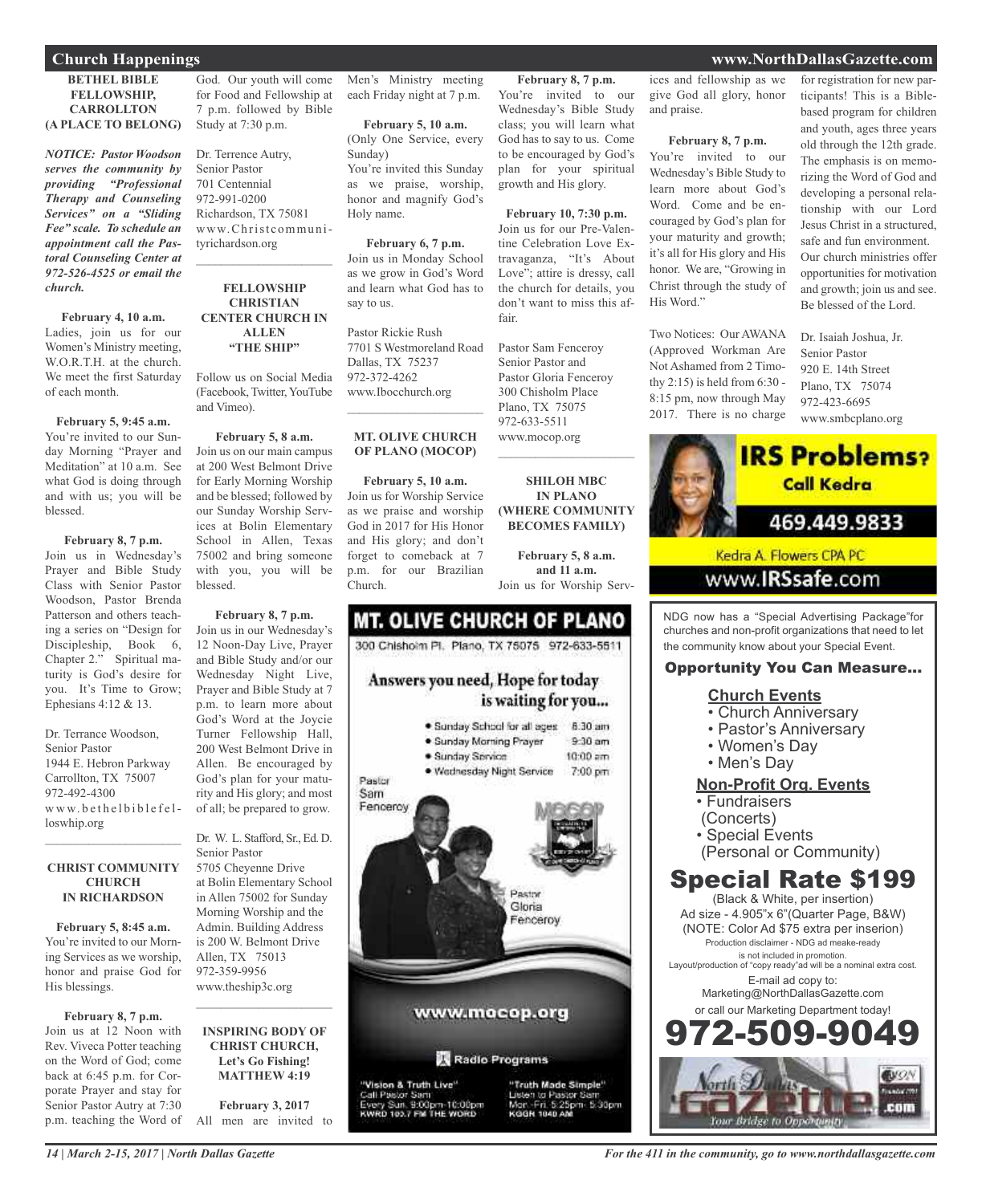## Church Happenings

### BETHEL BIBLE FELLOWSHIP, CARROLLTON (A PLACE TO BELONG)

***NOTICE: Pastor Woodson serves the community by providing "Professional Therapy and Counseling Services" on a "Sliding Fee" scale. To schedule an appointment call the Pastoral Counseling Center at 972-526-4525 or email the church.***

**February 4, 10 a.m.**
Ladies, join us for our Women's Ministry meeting, W.O.R.T.H. at the church. We meet the first Saturday of each month.

**February 5, 9:45 a.m.**
You're invited to our Sunday Morning "Prayer and Meditation" at 10 a.m. See what God is doing through and with us; you will be blessed.

**February 8, 7 p.m.**
Join us in Wednesday's Prayer and Bible Study Class with Senior Pastor Woodson, Pastor Brenda Patterson and others teaching a series on "Design for Discipleship, Book 6, Chapter 2." Spiritual maturity is God's desire for you. It's Time to Grow; Ephesians 4:12 & 13.

Dr. Terrance Woodson,
Senior Pastor
1944 E. Hebron Parkway
Carrollton, TX 75007
972-492-4300
www.bethelbiblefelloswhip.org

### CHRIST COMMUNITY CHURCH IN RICHARDSON

**February 5, 8:45 a.m.**
You're invited to our Morning Services as we worship, honor and praise God for His blessings.

**February 8, 7 p.m.**
Join us at 12 Noon with Rev. Viveca Potter teaching on the Word of God; come back at 6:45 p.m. for Corporate Prayer and stay for Senior Pastor Autry at 7:30 p.m. teaching the Word of God. Our youth will come for Food and Fellowship at 7 p.m. followed by Bible Study at 7:30 p.m.

Dr. Terrence Autry,
Senior Pastor
701 Centennial
972-991-0200
Richardson, TX 75081
www.Christcommunityrichardson.org

### FELLOWSHIP CHRISTIAN CENTER CHURCH IN ALLEN "THE SHIP"

Follow us on Social Media (Facebook, Twitter, YouTube and Vimeo).

**February 5, 8 a.m.**
Join us on our main campus at 200 West Belmont Drive for Early Morning Worship and be blessed; followed by our Sunday Worship Services at Bolin Elementary School in Allen, Texas 75002 and bring someone with you, you will be blessed.

**February 8, 7 p.m.**
Join us in our Wednesday's 12 Noon-Day Live, Prayer and Bible Study and/or our Wednesday Night Live, Prayer and Bible Study at 7 p.m. to learn more about God's Word at the Joycie Turner Fellowship Hall, 200 West Belmont Drive in Allen. Be encouraged by God's plan for your maturity and His glory; and most of all; be prepared to grow.

Dr. W. L. Stafford, Sr., Ed. D.
Senior Pastor
5705 Cheyenne Drive
at Bolin Elementary School in Allen 75002 for Sunday Morning Worship and the Admin. Building Address is 200 W. Belmont Drive
Allen, TX 75013
972-359-9956
www.theship3c.org

### INSPIRING BODY OF CHRIST CHURCH, Let's Go Fishing! MATTHEW 4:19

**February 3, 2017**
All men are invited to Men's Ministry meeting each Friday night at 7 p.m.

**February 5, 10 a.m.**
(Only One Service, every Sunday)
You're invited this Sunday as we praise, worship, honor and magnify God's Holy name.

**February 6, 7 p.m.**
Join us in Monday School as we grow in God's Word and learn what God has to say to us.

Pastor Rickie Rush
7701 S Westmoreland Road
Dallas, TX 75237
972-372-4262
www.Ibocchurch.org

### MT. OLIVE CHURCH OF PLANO (MOCOP)

**February 5, 10 a.m.**
Join us for Worship Service as we praise and worship God in 2017 for His Honor and His glory; and don't forget to comeback at 7 p.m. for our Brazilian Church.

**February 8, 7 p.m.**
You're invited to our Wednesday's Bible Study class; you will learn what God has to say to us. Come to be encouraged by God's plan for your spiritual growth and His glory.

**February 10, 7:30 p.m.**
Join us for our Pre-Valentine Celebration Love Extravaganza, "It's About Love"; attire is dressy, call the church for details, you don't want to miss this affair.

Pastor Sam Fenceroy
Senior Pastor and
Pastor Gloria Fenceroy
300 Chisholm Place
Plano, TX 75075
972-633-5511
www.mocop.org

**MT. OLIVE CHURCH OF PLANO**
300 Chisholm Pl. Plano, TX 75075 972-633-5511

Answers you need, Hope for today is waiting for you...

- Sunday School for all ages 8:30 am
- Sunday Morning Prayer 9:30 am
- Sunday Service 10:00 am
- Wednesday Night Service 7:00 pm

Pastor Sam Fenceroy
Pastor Gloria Fenceroy

www.mocop.org

Radio Programs
"Vision & Truth Live" Call Pastor Sam Every Sun. 9:00pm-10:00pm KWRD 103.7 FM THE WORD
"Truth Made Simple" Listen to Pastor Sam Mon.-Fri. 5:25pm-5:30pm KGGR 1040 AM

### SHILOH MBC IN PLANO (WHERE COMMUNITY BECOMES FAMILY)

**February 5, 8 a.m. and 11 a.m.**
Join us for Worship Services and fellowship as we give God all glory, honor and praise.

**February 8, 7 p.m.**
You're invited to our Wednesday's Bible Study to learn more about God's Word. Come and be encouraged by God's plan for your maturity and growth; it's all for His glory and His honor. We are, "Growing in Christ through the study of His Word."

Two Notices: Our AWANA (Approved Workman Are Not Ashamed from 2 Timothy 2:15) is held from 6:30 - 8:15 pm, now through May 2017. There is no charge for registration for new participants! This is a Bible-based program for children and youth, ages three years old through the 12th grade. The emphasis is on memorizing the Word of God and developing a personal relationship with our Lord Jesus Christ in a structured, safe and fun environment. Our church ministries offer opportunities for motivation and growth; join us and see. Be blessed of the Lord.

Dr. Isaiah Joshua, Jr.
Senior Pastor
920 E. 14th Street
Plano, TX 75074
972-423-6695
www.smbcplano.org

**IRS Problems? Call Kedra**
469.449.9833
Kedra A. Flowers CPA PC
www.IRSsafe.com

NDG now has a "Special Advertising Package" for churches and non-profit organizations that need to let the community know about your Special Event.

**Opportunity You Can Measure...**

**Church Events**
- Church Anniversary
- Pastor's Anniversary
- Women's Day
- Men's Day

**Non-Profit Org. Events**
- Fundraisers (Concerts)
- Special Events (Personal or Community)

**Special Rate $199**
(Black & White, per insertion)
Ad size - 4.905"x 6"(Quarter Page, B&W)
(NOTE: Color Ad $75 extra per inserion)
Production disclaimer - NDG ad meake-ready is not included in promotion.
Layout/production of "copy ready" ad will be a nominal extra cost.
E-mail ad copy to:
Marketing@NorthDallasGazette.com
or call our Marketing Department today!
**972-509-9049**

North Dallas Gazette .com — Your Bridge to Opportunity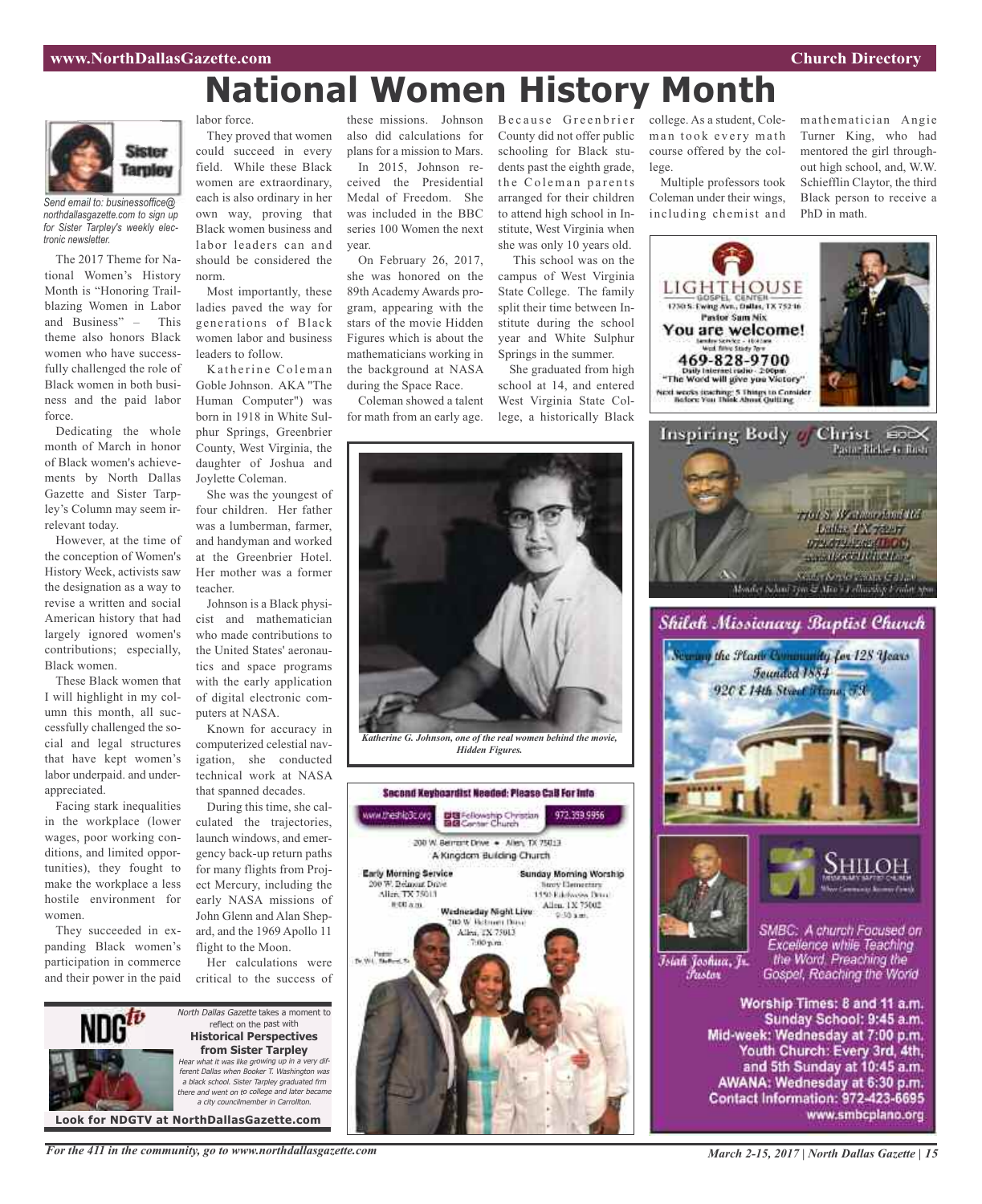# National Women History Month

Sister Tarpley

*Send email to: businessoffice@northdallasgazette.com to sign up for Sister Tarpley's weekly electronic newsletter.*

The 2017 Theme for National Women's History Month is "Honoring Trailblazing Women in Labor and Business" – This theme also honors Black women who have successfully challenged the role of Black women in both business and the paid labor force.

Dedicating the whole month of March in honor of Black women's achievements by North Dallas Gazette and Sister Tarpley's Column may seem irrelevant today.

However, at the time of the conception of Women's History Week, activists saw the designation as a way to revise a written and social American history that had largely ignored women's contributions; especially, Black women.

These Black women that I will highlight in my column this month, all successfully challenged the social and legal structures that have kept women's labor underpaid. and underappreciated.

Facing stark inequalities in the workplace (lower wages, poor working conditions, and limited opportunities), they fought to make the workplace a less hostile environment for women.

They succeeded in expanding Black women's participation in commerce and their power in the paid labor force.

They proved that women could succeed in every field. While these Black women are extraordinary, each is also ordinary in her own way, proving that Black women business and labor leaders can and should be considered the norm.

Most importantly, these ladies paved the way for generations of Black women labor and business leaders to follow.

Katherine Coleman Goble Johnson. AKA "The Human Computer") was born in 1918 in White Sulphur Springs, Greenbrier County, West Virginia, the daughter of Joshua and Joylette Coleman.

She was the youngest of four children. Her father was a lumberman, farmer, and handyman and worked at the Greenbrier Hotel. Her mother was a former teacher.

Johnson is a Black physicist and mathematician who made contributions to the United States' aeronautics and space programs with the early application of digital electronic computers at NASA.

Known for accuracy in computerized celestial navigation, she conducted technical work at NASA that spanned decades.

During this time, she calculated the trajectories, launch windows, and emergency back-up return paths for many flights from Project Mercury, including the early NASA missions of John Glenn and Alan Shepard, and the 1969 Apollo 11 flight to the Moon.

Her calculations were critical to the success of these missions. Johnson also did calculations for plans for a mission to Mars.

In 2015, Johnson received the Presidential Medal of Freedom. She was included in the BBC series 100 Women the next year.

On February 26, 2017, she was honored on the 89th Academy Awards program, appearing with the stars of the movie Hidden Figures which is about the mathematicians working in the background at NASA during the Space Race.

Coleman showed a talent for math from an early age. Because Greenbrier County did not offer public schooling for Black students past the eighth grade, the Coleman parents arranged for their children to attend high school in Institute, West Virginia when she was only 10 years old.

This school was on the campus of West Virginia State College. The family split their time between Institute during the school year and White Sulphur Springs in the summer.

She graduated from high school at 14, and entered West Virginia State College, a historically Black college. As a student, Coleman took every math course offered by the college.

Multiple professors took Coleman under their wings, including chemist and mathematician Angie Turner King, who had mentored the girl throughout high school, and, W.W. Schiefflin Claytor, the third Black person to receive a PhD in math.

*Katherine G. Johnson, one of the real women behind the movie, Hidden Figures.*

*North Dallas Gazette* takes a moment to reflect on the past with **Historical Perspectives from Sister Tarpley**

*Hear what it was like growing up in a very different Dallas when Booker T. Washington was a black school. Sister Tarpley graduated frm there and went on to college and later became a city councilmember in Carrollton.*

**Look for NDGTV at NorthDallasGazette.com**

---

**Second Keyboardist Needed: Please Call For Info**

www.theship3c.org — Fellowship Christian Center Church — 972.359.9956

200 W. Belmont Drive • Allen, TX 75013

A Kingdom Building Church

**Early Morning Service**
200 W. Belmont Drive
Allen, TX 75013
8:00 a.m.

**Sunday Morning Worship**
Story Elementary
1550 Edelweiss Drive
Allen, TX 75002
9:30 a.m.

**Wednesday Night Live**
200 W. Belmont Drive
Allen, TX 75013
7:00 p.m.

Pastor Dr. W.L. Stafford, Sr.

---

**LIGHTHOUSE** GOSPEL CENTER
1730 S. Ewing Ave., Dallas, TX 75216
Pastor Sam Nix

**You are welcome!**

Sunday Service – 10:45am
Wed. Bible Study 7pm

**469-828-9700**

Daily Internet radio – 2:00pm
"The Word will give you Victory"

Next weeks teaching: 5 Things to Consider Before You Think About Quitting

---

**Inspiring Body of Christ** IBOC
Pastor Rickie G. Rush

7701 S. Westmoreland Rd
Dallas, TX 75237
972-372-4262 (IBOC)
www.IBOCCHURCH.org

Sunday Service 7:30 & 11 a.m.
Monday School 7pm & Men's Fellowship Friday 7pm

---

**Shiloh Missionary Baptist Church**

Serving the Plano Community for 128 Years
Founded 1884
920 E 14th Street Plano, TX

SHILOH MISSIONARY BAPTIST CHURCH

Isiah Joshua, Jr. Pastor

SMBC: A church Focused on Excellence while Teaching the Word, Preaching the Gospel, Reaching the World

Worship Times: 8 and 11 a.m.
Sunday School: 9:45 a.m.
Mid-week: Wednesday at 7:00 p.m.
Youth Church: Every 3rd, 4th, and 5th Sunday at 10:45 a.m.
AWANA: Wednesday at 6:30 p.m.
Contact Information: 972-423-6695
www.smbcplano.org

*For the 411 in the community, go to www.northdallasgazette.com*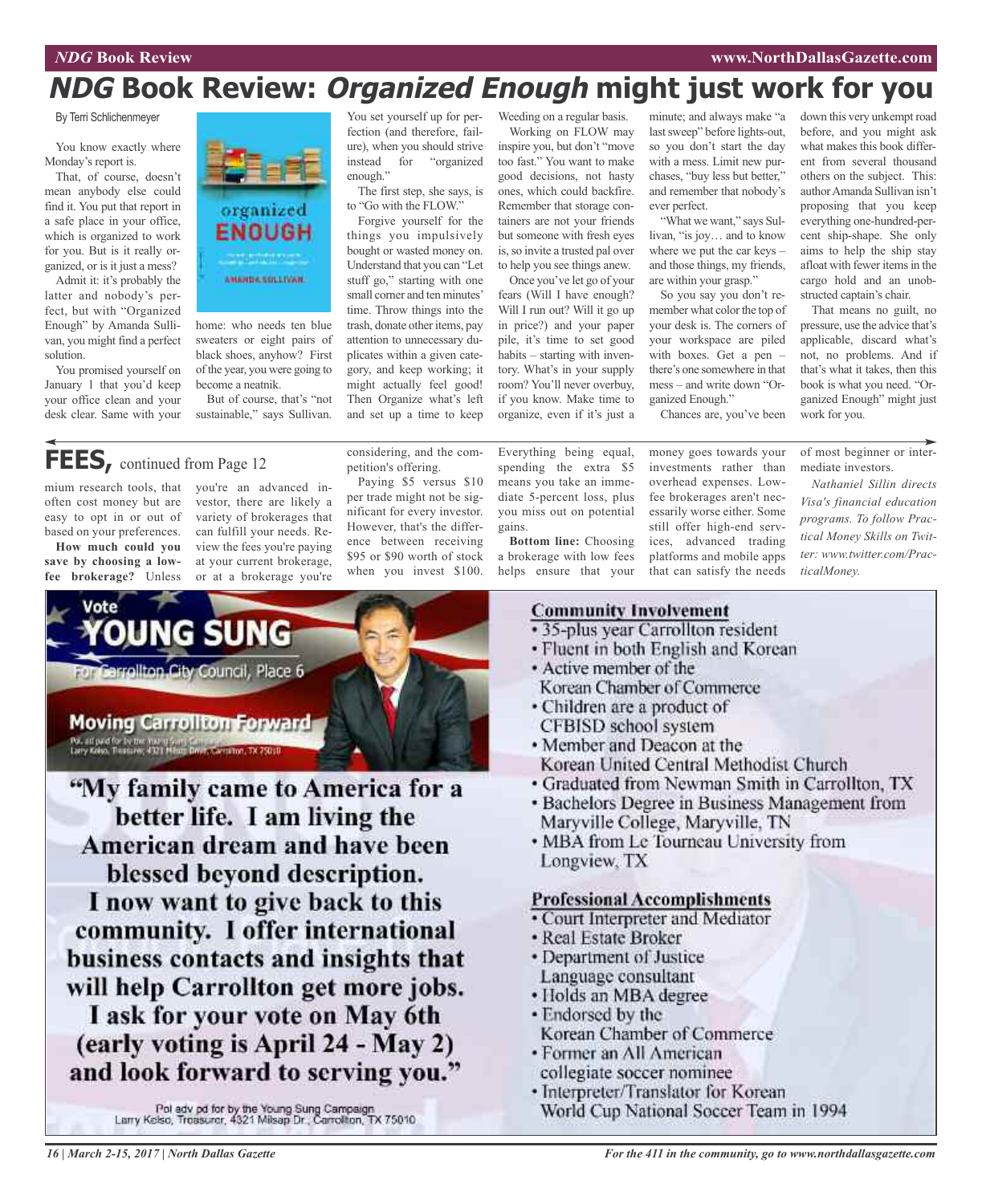# NDG Book Review: *Organized Enough* might just work for you

By Terri Schlichenmeyer

You know exactly where Monday's report is.

That, of course, doesn't mean anybody else could find it. You put that report in a safe place in your office, which is organized to work for you. But is it really organized, or is it just a mess?

Admit it: it's probably the latter and nobody's perfect, but with "Organized Enough" by Amanda Sullivan, you might find a perfect solution.

You promised yourself on January 1 that you'd keep your office clean and your desk clear. Same with your home: who needs ten blue sweaters or eight pairs of black shoes, anyhow? First of the year, you were going to become a neatnik.

But of course, that's "not sustainable," says Sullivan. You set yourself up for perfection (and therefore, failure), when you should strive instead for "organized enough."

The first step, she says, is to "Go with the FLOW."

Forgive yourself for the things you impulsively bought or wasted money on. Understand that you can "Let stuff go," starting with one small corner and ten minutes' time. Throw things into the trash, donate other items, pay attention to unnecessary duplicates within a given category, and keep working; it might actually feel good! Then Organize what's left and set up a time to keep Weeding on a regular basis.

Working on FLOW may inspire you, but don't "move too fast." You want to make good decisions, not hasty ones, which could backfire. Remember that storage containers are not your friends but someone with fresh eyes is, so invite a trusted pal over to help you see things anew.

Once you've let go of your fears (Will I have enough? Will I run out? Will it go up in price?) and your paper pile, it's time to set good habits – starting with inventory. What's in your supply room? You'll never overbuy, if you know. Make time to organize, even if it's just a minute; and always make "a last sweep" before lights-out, so you don't start the day with a mess. Limit new purchases, "buy less but better," and remember that nobody's ever perfect.

"What we want," says Sullivan, "is joy… and to know where we put the car keys – and those things, my friends, are within your grasp."

So you say you don't remember what color the top of your desk is. The corners of your workspace are piled with boxes. Get a pen – there's one somewhere in that mess – and write down "Organized Enough."

Chances are, you've been down this very unkempt road before, and you might ask what makes this book different from several thousand others on the subject. This: author Amanda Sullivan isn't proposing that you keep everything one-hundred-percent ship-shape. She only aims to help the ship stay afloat with fewer items in the cargo hold and an unobstructed captain's chair.

That means no guilt, no pressure, use the advice that's applicable, discard what's not, no problems. And if that's what it takes, then this book is what you need. "Organized Enough" might just work for you.

## FEES, continued from Page 12

mium research tools, that often cost money but are easy to opt in or out of based on your preferences.

**How much could you save by choosing a low-fee brokerage?** Unless you're an advanced investor, there are likely a variety of brokerages that can fulfill your needs. Review the fees you're paying at your current brokerage, or at a brokerage you're considering, and the competition's offering.

Paying $5 versus $10 per trade might not be significant for every investor. However, that's the difference between receiving $95 or $90 worth of stock when you invest $100. Everything being equal, spending the extra $5 means you take an immediate 5-percent loss, plus you miss out on potential gains.

**Bottom line:** Choosing a brokerage with low fees helps ensure that your money goes towards your investments rather than overhead expenses. Low-fee brokerages aren't necessarily worse either. Some still offer high-end services, advanced trading platforms and mobile apps that can satisfy the needs of most beginner or intermediate investors.

*Nathaniel Sillin directs Visa's financial education programs. To follow Practical Money Skills on Twitter: www.twitter.com/PracticalMoney.*

---

Vote **YOUNG SUNG**

For Carrollton City Council, Place 6

**Moving Carrollton Forward**

Pol. ad paid for by the Young Sung Campaign, Larry Kelso, Treasurer, 4321 Milsap Drive, Carrollton, TX 75010

**"My family came to America for a better life. I am living the American dream and have been blessed beyond description. I now want to give back to this community. I offer international business contacts and insights that will help Carrollton get more jobs. I ask for your vote on May 6th (early voting is April 24 - May 2) and look forward to serving you."**

Pol adv pd for by the Young Sung Campaign
Larry Kelso, Treasurer, 4321 Milsap Dr., Carrollton, TX 75010

**Community Involvement**

- 35-plus year Carrollton resident
- Fluent in both English and Korean
- Active member of the Korean Chamber of Commerce
- Children are a product of CFBISD school system
- Member and Deacon at the Korean United Central Methodist Church
- Graduated from Newman Smith in Carrollton, TX
- Bachelors Degree in Business Management from Maryville College, Maryville, TN
- MBA from Le Tourneau University from Longview, TX

**Professional Accomplishments**

- Court Interpreter and Mediator
- Real Estate Broker
- Department of Justice Language consultant
- Holds an MBA degree
- Endorsed by the Korean Chamber of Commerce
- Former an All American collegiate soccer nominee
- Interpreter/Translator for Korean World Cup National Soccer Team in 1994